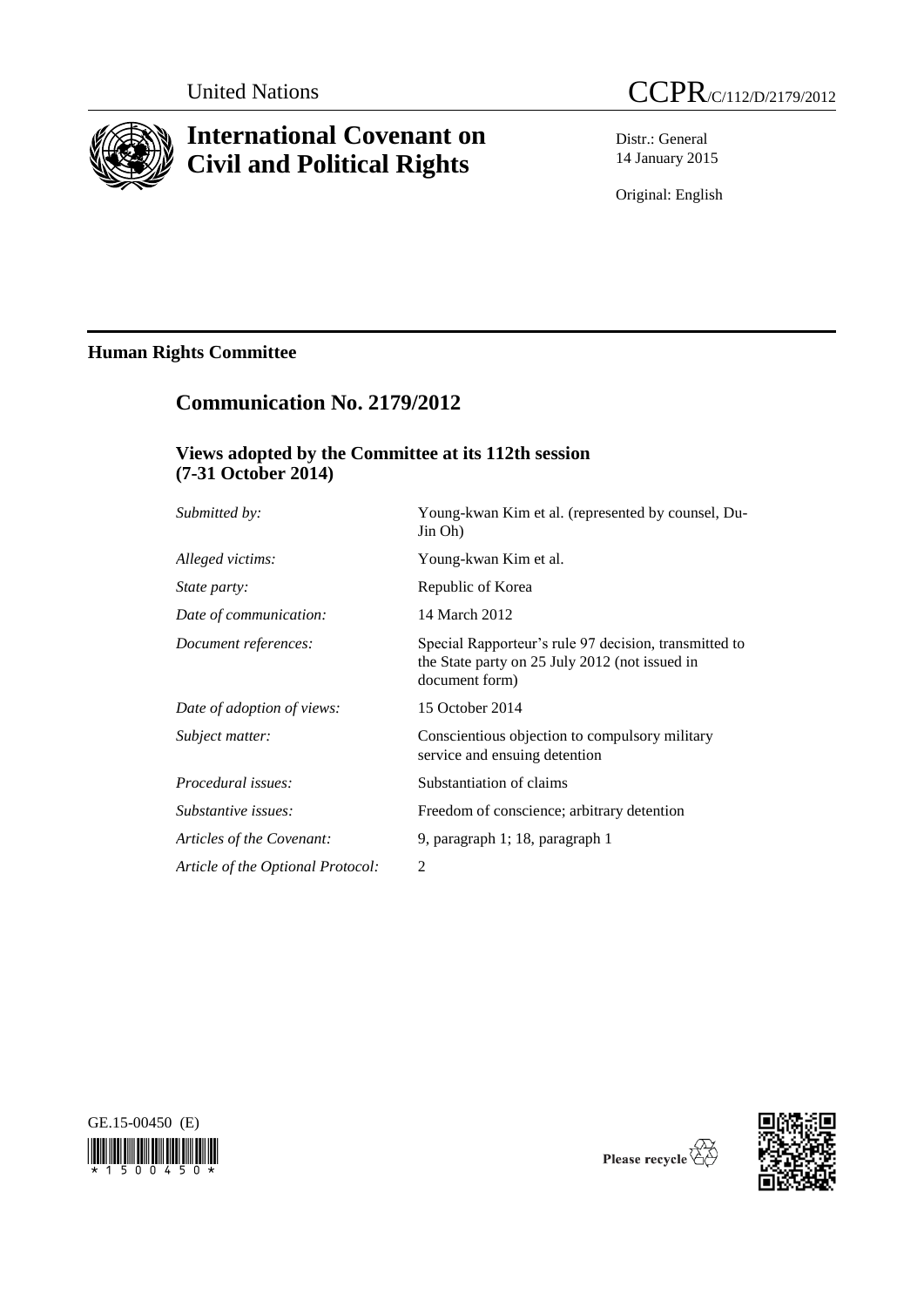United Nations

CCPR/C/112/D/2179/2012

# International Covenant on Civil and Political Rights

Distr.: General
14 January 2015

Original: English

## Human Rights Committee

## Communication No. 2179/2012

### Views adopted by the Committee at its 112th session (7-31 October 2014)

| | |
|---|---|
| *Submitted by:* | Young-kwan Kim et al. (represented by counsel, Du-Jin Oh) |
| *Alleged victims:* | Young-kwan Kim et al. |
| *State party:* | Republic of Korea |
| *Date of communication:* | 14 March 2012 |
| *Document references:* | Special Rapporteur's rule 97 decision, transmitted to the State party on 25 July 2012 (not issued in document form) |
| *Date of adoption of views:* | 15 October 2014 |
| *Subject matter:* | Conscientious objection to compulsory military service and ensuing detention |
| *Procedural issues:* | Substantiation of claims |
| *Substantive issues:* | Freedom of conscience; arbitrary detention |
| *Articles of the Covenant:* | 9, paragraph 1; 18, paragraph 1 |
| *Article of the Optional Protocol:* | 2 |

GE.15-00450 (E)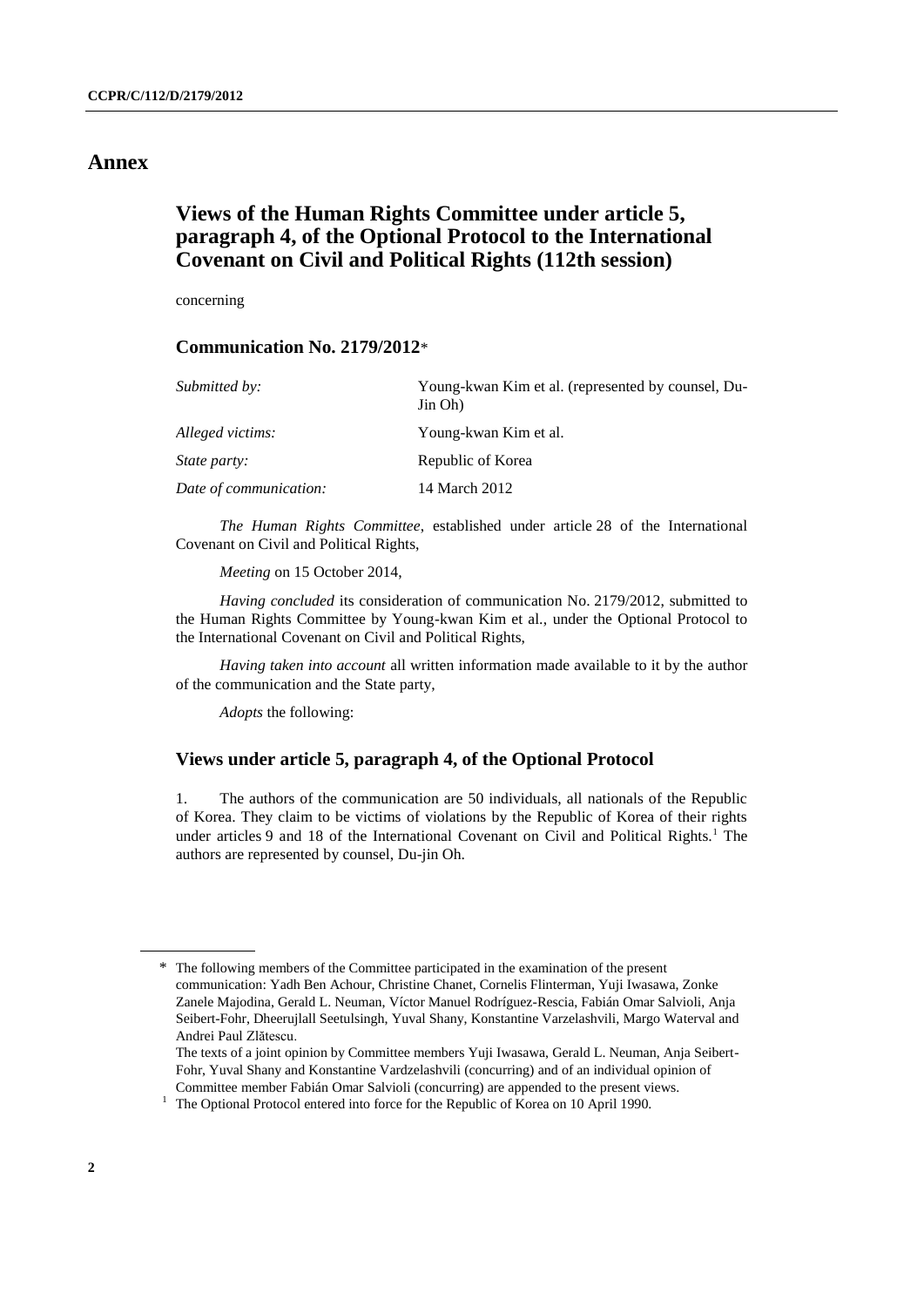# Annex

## Views of the Human Rights Committee under article 5, paragraph 4, of the Optional Protocol to the International Covenant on Civil and Political Rights (112th session)

concerning

### Communication No. 2179/2012*

| | |
|---|---|
| *Submitted by:* | Young-kwan Kim et al. (represented by counsel, Du-Jin Oh) |
| *Alleged victims:* | Young-kwan Kim et al. |
| *State party:* | Republic of Korea |
| *Date of communication:* | 14 March 2012 |

*The Human Rights Committee*, established under article 28 of the International Covenant on Civil and Political Rights,

*Meeting* on 15 October 2014,

*Having concluded* its consideration of communication No. 2179/2012, submitted to the Human Rights Committee by Young-kwan Kim et al., under the Optional Protocol to the International Covenant on Civil and Political Rights,

*Having taken into account* all written information made available to it by the author of the communication and the State party,

*Adopts* the following:

### Views under article 5, paragraph 4, of the Optional Protocol

1. The authors of the communication are 50 individuals, all nationals of the Republic of Korea. They claim to be victims of violations by the Republic of Korea of their rights under articles 9 and 18 of the International Covenant on Civil and Political Rights.[1] The authors are represented by counsel, Du-jin Oh.

---

\* The following members of the Committee participated in the examination of the present communication: Yadh Ben Achour, Christine Chanet, Cornelis Flinterman, Yuji Iwasawa, Zonke Zanele Majodina, Gerald L. Neuman, Víctor Manuel Rodríguez-Rescia, Fabián Omar Salvioli, Anja Seibert-Fohr, Dheerujlall Seetulsingh, Yuval Shany, Konstantine Varzelashvili, Margo Waterval and Andrei Paul Zlătescu.

The texts of a joint opinion by Committee members Yuji Iwasawa, Gerald L. Neuman, Anja Seibert-Fohr, Yuval Shany and Konstantine Vardzelashvili (concurring) and of an individual opinion of Committee member Fabián Omar Salvioli (concurring) are appended to the present views.

[1] The Optional Protocol entered into force for the Republic of Korea on 10 April 1990.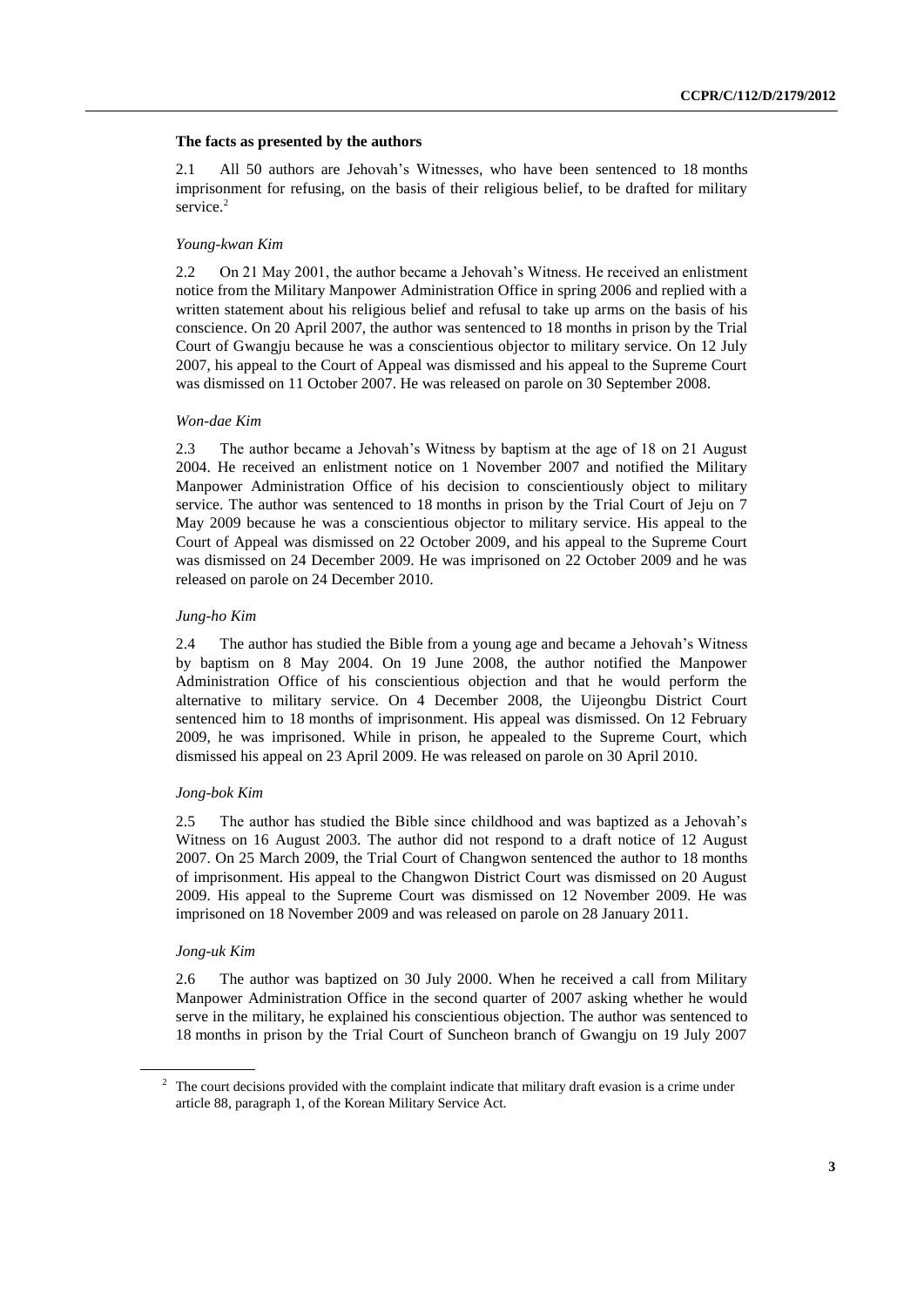### The facts as presented by the authors

2.1 All 50 authors are Jehovah's Witnesses, who have been sentenced to 18 months imprisonment for refusing, on the basis of their religious belief, to be drafted for military service.[2]

*Young-kwan Kim*

2.2 On 21 May 2001, the author became a Jehovah's Witness. He received an enlistment notice from the Military Manpower Administration Office in spring 2006 and replied with a written statement about his religious belief and refusal to take up arms on the basis of his conscience. On 20 April 2007, the author was sentenced to 18 months in prison by the Trial Court of Gwangju because he was a conscientious objector to military service. On 12 July 2007, his appeal to the Court of Appeal was dismissed and his appeal to the Supreme Court was dismissed on 11 October 2007. He was released on parole on 30 September 2008.

*Won-dae Kim*

2.3 The author became a Jehovah's Witness by baptism at the age of 18 on 21 August 2004. He received an enlistment notice on 1 November 2007 and notified the Military Manpower Administration Office of his decision to conscientiously object to military service. The author was sentenced to 18 months in prison by the Trial Court of Jeju on 7 May 2009 because he was a conscientious objector to military service. His appeal to the Court of Appeal was dismissed on 22 October 2009, and his appeal to the Supreme Court was dismissed on 24 December 2009. He was imprisoned on 22 October 2009 and he was released on parole on 24 December 2010.

*Jung-ho Kim*

2.4 The author has studied the Bible from a young age and became a Jehovah's Witness by baptism on 8 May 2004. On 19 June 2008, the author notified the Manpower Administration Office of his conscientious objection and that he would perform the alternative to military service. On 4 December 2008, the Uijeongbu District Court sentenced him to 18 months of imprisonment. His appeal was dismissed. On 12 February 2009, he was imprisoned. While in prison, he appealed to the Supreme Court, which dismissed his appeal on 23 April 2009. He was released on parole on 30 April 2010.

*Jong-bok Kim*

2.5 The author has studied the Bible since childhood and was baptized as a Jehovah's Witness on 16 August 2003. The author did not respond to a draft notice of 12 August 2007. On 25 March 2009, the Trial Court of Changwon sentenced the author to 18 months of imprisonment. His appeal to the Changwon District Court was dismissed on 20 August 2009. His appeal to the Supreme Court was dismissed on 12 November 2009. He was imprisoned on 18 November 2009 and was released on parole on 28 January 2011.

*Jong-uk Kim*

2.6 The author was baptized on 30 July 2000. When he received a call from Military Manpower Administration Office in the second quarter of 2007 asking whether he would serve in the military, he explained his conscientious objection. The author was sentenced to 18 months in prison by the Trial Court of Suncheon branch of Gwangju on 19 July 2007

[2] The court decisions provided with the complaint indicate that military draft evasion is a crime under article 88, paragraph 1, of the Korean Military Service Act.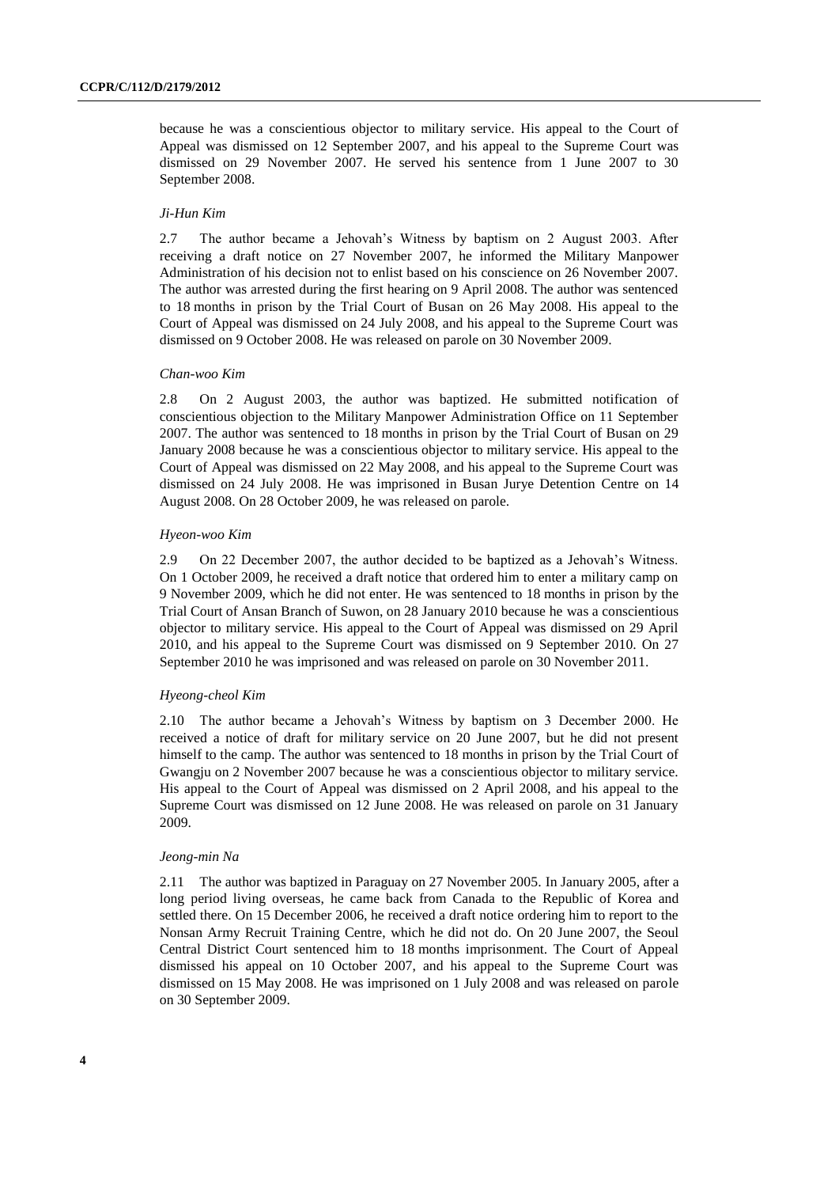because he was a conscientious objector to military service. His appeal to the Court of Appeal was dismissed on 12 September 2007, and his appeal to the Supreme Court was dismissed on 29 November 2007. He served his sentence from 1 June 2007 to 30 September 2008.

*Ji-Hun Kim*

2.7 The author became a Jehovah's Witness by baptism on 2 August 2003. After receiving a draft notice on 27 November 2007, he informed the Military Manpower Administration of his decision not to enlist based on his conscience on 26 November 2007. The author was arrested during the first hearing on 9 April 2008. The author was sentenced to 18 months in prison by the Trial Court of Busan on 26 May 2008. His appeal to the Court of Appeal was dismissed on 24 July 2008, and his appeal to the Supreme Court was dismissed on 9 October 2008. He was released on parole on 30 November 2009.

*Chan-woo Kim*

2.8 On 2 August 2003, the author was baptized. He submitted notification of conscientious objection to the Military Manpower Administration Office on 11 September 2007. The author was sentenced to 18 months in prison by the Trial Court of Busan on 29 January 2008 because he was a conscientious objector to military service. His appeal to the Court of Appeal was dismissed on 22 May 2008, and his appeal to the Supreme Court was dismissed on 24 July 2008. He was imprisoned in Busan Jurye Detention Centre on 14 August 2008. On 28 October 2009, he was released on parole.

*Hyeon-woo Kim*

2.9 On 22 December 2007, the author decided to be baptized as a Jehovah's Witness. On 1 October 2009, he received a draft notice that ordered him to enter a military camp on 9 November 2009, which he did not enter. He was sentenced to 18 months in prison by the Trial Court of Ansan Branch of Suwon, on 28 January 2010 because he was a conscientious objector to military service. His appeal to the Court of Appeal was dismissed on 29 April 2010, and his appeal to the Supreme Court was dismissed on 9 September 2010. On 27 September 2010 he was imprisoned and was released on parole on 30 November 2011.

*Hyeong-cheol Kim*

2.10 The author became a Jehovah's Witness by baptism on 3 December 2000. He received a notice of draft for military service on 20 June 2007, but he did not present himself to the camp. The author was sentenced to 18 months in prison by the Trial Court of Gwangju on 2 November 2007 because he was a conscientious objector to military service. His appeal to the Court of Appeal was dismissed on 2 April 2008, and his appeal to the Supreme Court was dismissed on 12 June 2008. He was released on parole on 31 January 2009.

*Jeong-min Na*

2.11 The author was baptized in Paraguay on 27 November 2005. In January 2005, after a long period living overseas, he came back from Canada to the Republic of Korea and settled there. On 15 December 2006, he received a draft notice ordering him to report to the Nonsan Army Recruit Training Centre, which he did not do. On 20 June 2007, the Seoul Central District Court sentenced him to 18 months imprisonment. The Court of Appeal dismissed his appeal on 10 October 2007, and his appeal to the Supreme Court was dismissed on 15 May 2008. He was imprisoned on 1 July 2008 and was released on parole on 30 September 2009.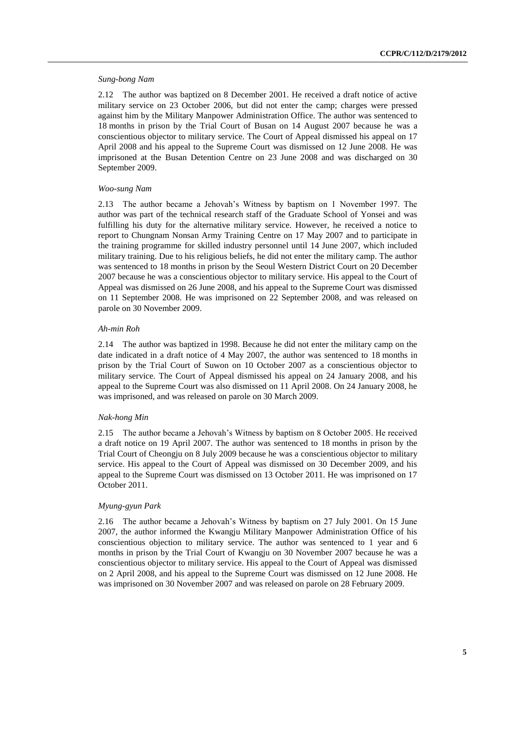*Sung-bong Nam*

2.12 The author was baptized on 8 December 2001. He received a draft notice of active military service on 23 October 2006, but did not enter the camp; charges were pressed against him by the Military Manpower Administration Office. The author was sentenced to 18 months in prison by the Trial Court of Busan on 14 August 2007 because he was a conscientious objector to military service. The Court of Appeal dismissed his appeal on 17 April 2008 and his appeal to the Supreme Court was dismissed on 12 June 2008. He was imprisoned at the Busan Detention Centre on 23 June 2008 and was discharged on 30 September 2009.

*Woo-sung Nam*

2.13 The author became a Jehovah's Witness by baptism on 1 November 1997. The author was part of the technical research staff of the Graduate School of Yonsei and was fulfilling his duty for the alternative military service. However, he received a notice to report to Chungnam Nonsan Army Training Centre on 17 May 2007 and to participate in the training programme for skilled industry personnel until 14 June 2007, which included military training. Due to his religious beliefs, he did not enter the military camp. The author was sentenced to 18 months in prison by the Seoul Western District Court on 20 December 2007 because he was a conscientious objector to military service. His appeal to the Court of Appeal was dismissed on 26 June 2008, and his appeal to the Supreme Court was dismissed on 11 September 2008. He was imprisoned on 22 September 2008, and was released on parole on 30 November 2009.

*Ah-min Roh*

2.14 The author was baptized in 1998. Because he did not enter the military camp on the date indicated in a draft notice of 4 May 2007, the author was sentenced to 18 months in prison by the Trial Court of Suwon on 10 October 2007 as a conscientious objector to military service. The Court of Appeal dismissed his appeal on 24 January 2008, and his appeal to the Supreme Court was also dismissed on 11 April 2008. On 24 January 2008, he was imprisoned, and was released on parole on 30 March 2009.

*Nak-hong Min*

2.15 The author became a Jehovah's Witness by baptism on 8 October 2005. He received a draft notice on 19 April 2007. The author was sentenced to 18 months in prison by the Trial Court of Cheongju on 8 July 2009 because he was a conscientious objector to military service. His appeal to the Court of Appeal was dismissed on 30 December 2009, and his appeal to the Supreme Court was dismissed on 13 October 2011. He was imprisoned on 17 October 2011.

*Myung-gyun Park*

2.16 The author became a Jehovah's Witness by baptism on 27 July 2001. On 15 June 2007, the author informed the Kwangju Military Manpower Administration Office of his conscientious objection to military service. The author was sentenced to 1 year and 6 months in prison by the Trial Court of Kwangju on 30 November 2007 because he was a conscientious objector to military service. His appeal to the Court of Appeal was dismissed on 2 April 2008, and his appeal to the Supreme Court was dismissed on 12 June 2008. He was imprisoned on 30 November 2007 and was released on parole on 28 February 2009.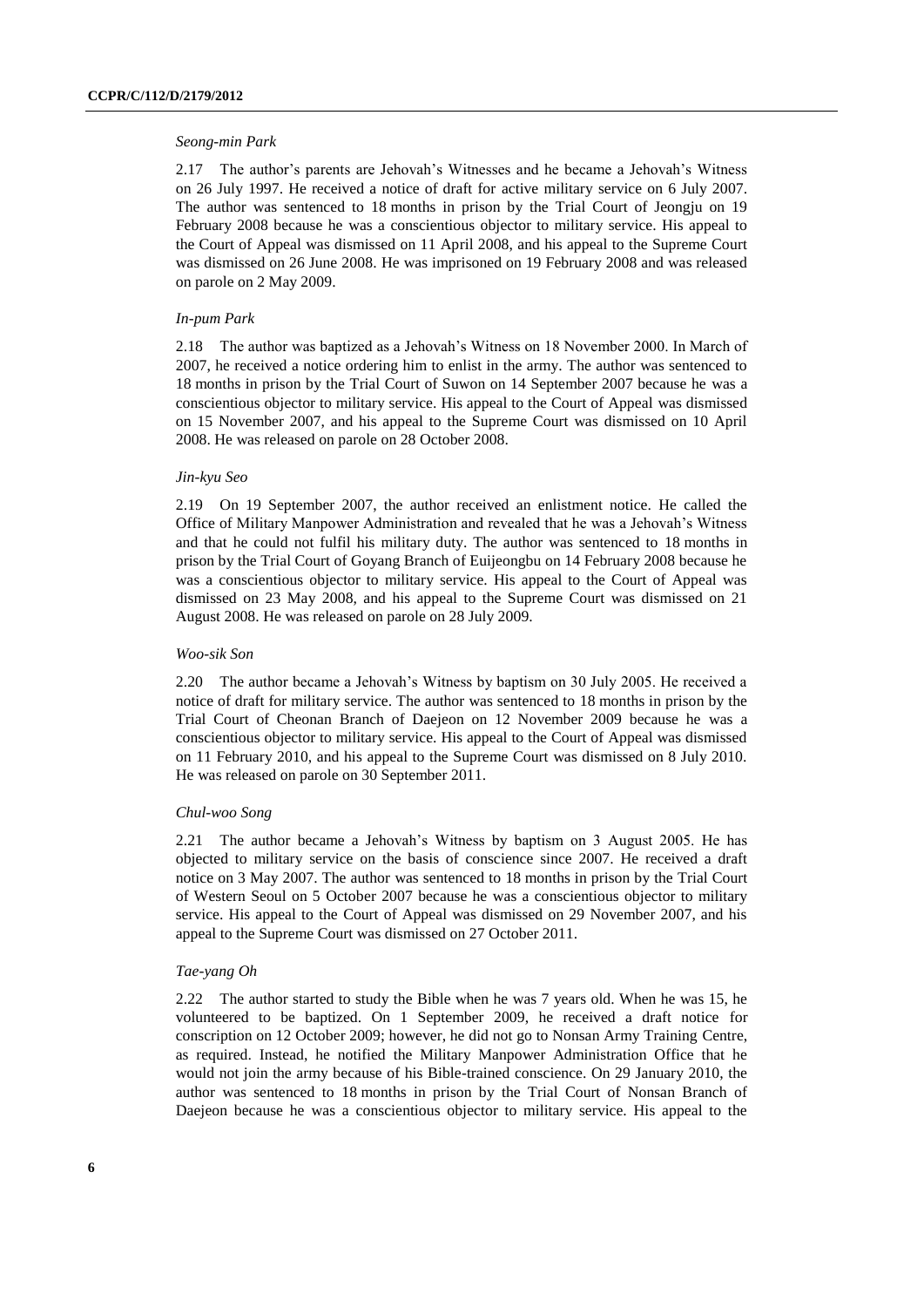*Seong-min Park*

2.17 The author's parents are Jehovah's Witnesses and he became a Jehovah's Witness on 26 July 1997. He received a notice of draft for active military service on 6 July 2007. The author was sentenced to 18 months in prison by the Trial Court of Jeongju on 19 February 2008 because he was a conscientious objector to military service. His appeal to the Court of Appeal was dismissed on 11 April 2008, and his appeal to the Supreme Court was dismissed on 26 June 2008. He was imprisoned on 19 February 2008 and was released on parole on 2 May 2009.

*In-pum Park*

2.18 The author was baptized as a Jehovah's Witness on 18 November 2000. In March of 2007, he received a notice ordering him to enlist in the army. The author was sentenced to 18 months in prison by the Trial Court of Suwon on 14 September 2007 because he was a conscientious objector to military service. His appeal to the Court of Appeal was dismissed on 15 November 2007, and his appeal to the Supreme Court was dismissed on 10 April 2008. He was released on parole on 28 October 2008.

*Jin-kyu Seo*

2.19 On 19 September 2007, the author received an enlistment notice. He called the Office of Military Manpower Administration and revealed that he was a Jehovah's Witness and that he could not fulfil his military duty. The author was sentenced to 18 months in prison by the Trial Court of Goyang Branch of Euijeongbu on 14 February 2008 because he was a conscientious objector to military service. His appeal to the Court of Appeal was dismissed on 23 May 2008, and his appeal to the Supreme Court was dismissed on 21 August 2008. He was released on parole on 28 July 2009.

*Woo-sik Son*

2.20 The author became a Jehovah's Witness by baptism on 30 July 2005. He received a notice of draft for military service. The author was sentenced to 18 months in prison by the Trial Court of Cheonan Branch of Daejeon on 12 November 2009 because he was a conscientious objector to military service. His appeal to the Court of Appeal was dismissed on 11 February 2010, and his appeal to the Supreme Court was dismissed on 8 July 2010. He was released on parole on 30 September 2011.

*Chul-woo Song*

2.21 The author became a Jehovah's Witness by baptism on 3 August 2005. He has objected to military service on the basis of conscience since 2007. He received a draft notice on 3 May 2007. The author was sentenced to 18 months in prison by the Trial Court of Western Seoul on 5 October 2007 because he was a conscientious objector to military service. His appeal to the Court of Appeal was dismissed on 29 November 2007, and his appeal to the Supreme Court was dismissed on 27 October 2011.

*Tae-yang Oh*

2.22 The author started to study the Bible when he was 7 years old. When he was 15, he volunteered to be baptized. On 1 September 2009, he received a draft notice for conscription on 12 October 2009; however, he did not go to Nonsan Army Training Centre, as required. Instead, he notified the Military Manpower Administration Office that he would not join the army because of his Bible-trained conscience. On 29 January 2010, the author was sentenced to 18 months in prison by the Trial Court of Nonsan Branch of Daejeon because he was a conscientious objector to military service. His appeal to the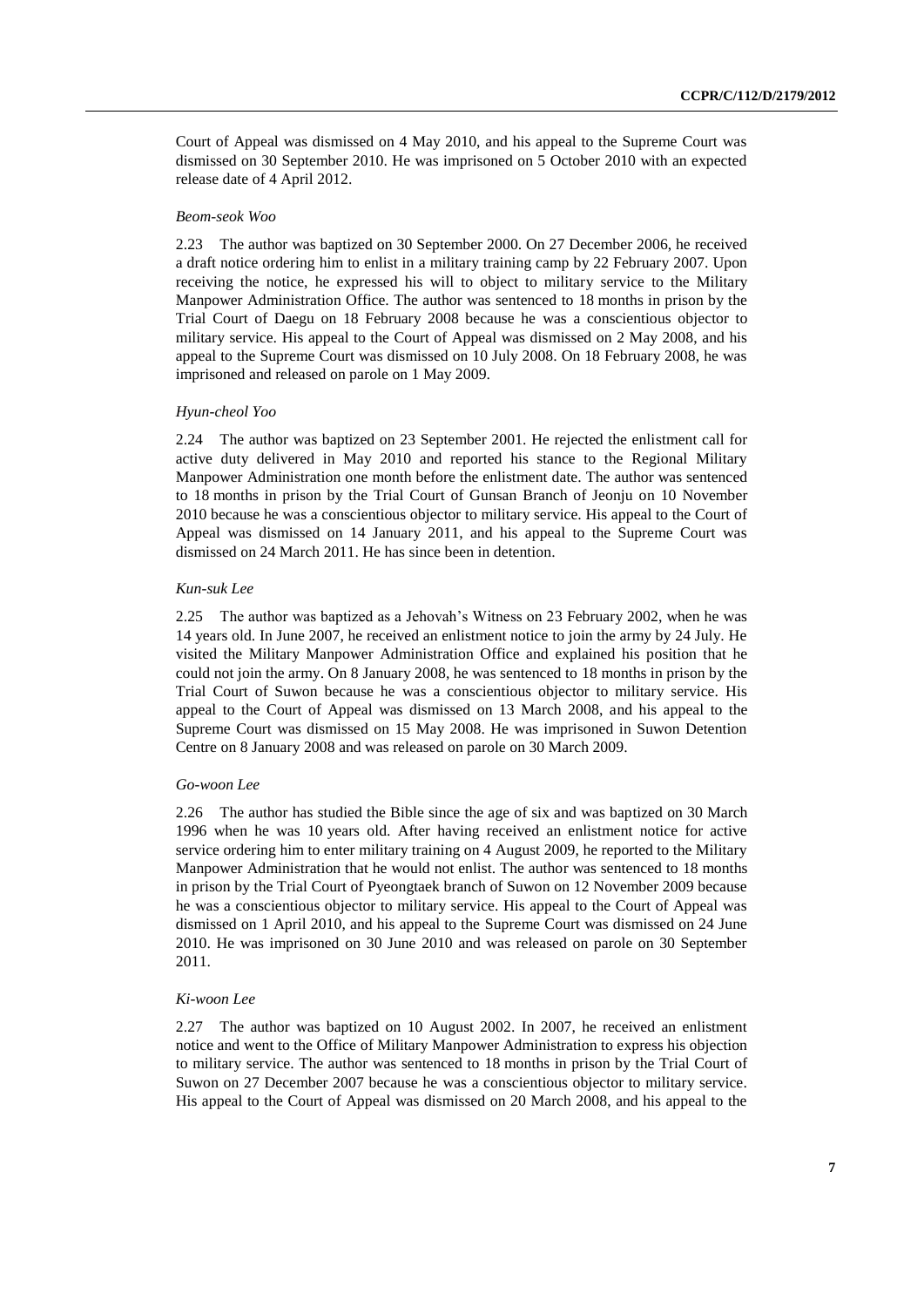Court of Appeal was dismissed on 4 May 2010, and his appeal to the Supreme Court was dismissed on 30 September 2010. He was imprisoned on 5 October 2010 with an expected release date of 4 April 2012.

*Beom-seok Woo*

2.23 The author was baptized on 30 September 2000. On 27 December 2006, he received a draft notice ordering him to enlist in a military training camp by 22 February 2007. Upon receiving the notice, he expressed his will to object to military service to the Military Manpower Administration Office. The author was sentenced to 18 months in prison by the Trial Court of Daegu on 18 February 2008 because he was a conscientious objector to military service. His appeal to the Court of Appeal was dismissed on 2 May 2008, and his appeal to the Supreme Court was dismissed on 10 July 2008. On 18 February 2008, he was imprisoned and released on parole on 1 May 2009.

*Hyun-cheol Yoo*

2.24 The author was baptized on 23 September 2001. He rejected the enlistment call for active duty delivered in May 2010 and reported his stance to the Regional Military Manpower Administration one month before the enlistment date. The author was sentenced to 18 months in prison by the Trial Court of Gunsan Branch of Jeonju on 10 November 2010 because he was a conscientious objector to military service. His appeal to the Court of Appeal was dismissed on 14 January 2011, and his appeal to the Supreme Court was dismissed on 24 March 2011. He has since been in detention.

*Kun-suk Lee*

2.25 The author was baptized as a Jehovah's Witness on 23 February 2002, when he was 14 years old. In June 2007, he received an enlistment notice to join the army by 24 July. He visited the Military Manpower Administration Office and explained his position that he could not join the army. On 8 January 2008, he was sentenced to 18 months in prison by the Trial Court of Suwon because he was a conscientious objector to military service. His appeal to the Court of Appeal was dismissed on 13 March 2008, and his appeal to the Supreme Court was dismissed on 15 May 2008. He was imprisoned in Suwon Detention Centre on 8 January 2008 and was released on parole on 30 March 2009.

*Go-woon Lee*

2.26 The author has studied the Bible since the age of six and was baptized on 30 March 1996 when he was 10 years old. After having received an enlistment notice for active service ordering him to enter military training on 4 August 2009, he reported to the Military Manpower Administration that he would not enlist. The author was sentenced to 18 months in prison by the Trial Court of Pyeongtaek branch of Suwon on 12 November 2009 because he was a conscientious objector to military service. His appeal to the Court of Appeal was dismissed on 1 April 2010, and his appeal to the Supreme Court was dismissed on 24 June 2010. He was imprisoned on 30 June 2010 and was released on parole on 30 September 2011.

*Ki-woon Lee*

2.27 The author was baptized on 10 August 2002. In 2007, he received an enlistment notice and went to the Office of Military Manpower Administration to express his objection to military service. The author was sentenced to 18 months in prison by the Trial Court of Suwon on 27 December 2007 because he was a conscientious objector to military service. His appeal to the Court of Appeal was dismissed on 20 March 2008, and his appeal to the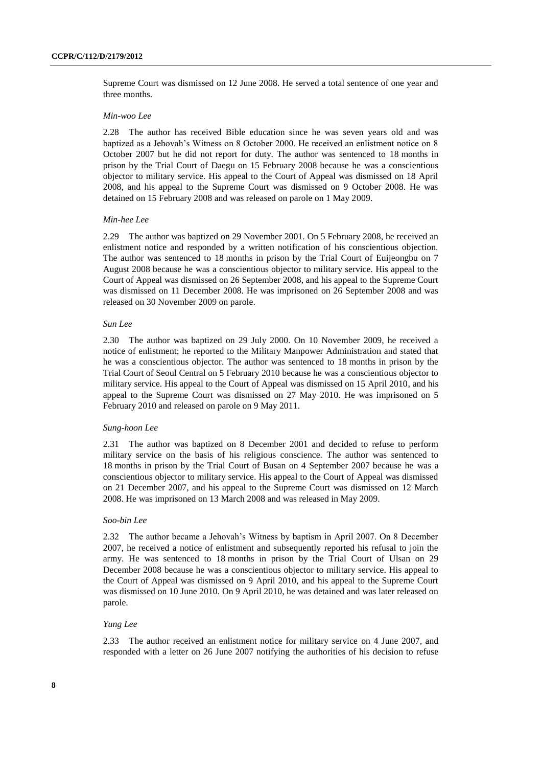Supreme Court was dismissed on 12 June 2008. He served a total sentence of one year and three months.

*Min-woo Lee*

2.28 The author has received Bible education since he was seven years old and was baptized as a Jehovah's Witness on 8 October 2000. He received an enlistment notice on 8 October 2007 but he did not report for duty. The author was sentenced to 18 months in prison by the Trial Court of Daegu on 15 February 2008 because he was a conscientious objector to military service. His appeal to the Court of Appeal was dismissed on 18 April 2008, and his appeal to the Supreme Court was dismissed on 9 October 2008. He was detained on 15 February 2008 and was released on parole on 1 May 2009.

*Min-hee Lee*

2.29 The author was baptized on 29 November 2001. On 5 February 2008, he received an enlistment notice and responded by a written notification of his conscientious objection. The author was sentenced to 18 months in prison by the Trial Court of Euijeongbu on 7 August 2008 because he was a conscientious objector to military service. His appeal to the Court of Appeal was dismissed on 26 September 2008, and his appeal to the Supreme Court was dismissed on 11 December 2008. He was imprisoned on 26 September 2008 and was released on 30 November 2009 on parole.

*Sun Lee*

2.30 The author was baptized on 29 July 2000. On 10 November 2009, he received a notice of enlistment; he reported to the Military Manpower Administration and stated that he was a conscientious objector. The author was sentenced to 18 months in prison by the Trial Court of Seoul Central on 5 February 2010 because he was a conscientious objector to military service. His appeal to the Court of Appeal was dismissed on 15 April 2010, and his appeal to the Supreme Court was dismissed on 27 May 2010. He was imprisoned on 5 February 2010 and released on parole on 9 May 2011.

*Sung-hoon Lee*

2.31 The author was baptized on 8 December 2001 and decided to refuse to perform military service on the basis of his religious conscience. The author was sentenced to 18 months in prison by the Trial Court of Busan on 4 September 2007 because he was a conscientious objector to military service. His appeal to the Court of Appeal was dismissed on 21 December 2007, and his appeal to the Supreme Court was dismissed on 12 March 2008. He was imprisoned on 13 March 2008 and was released in May 2009.

*Soo-bin Lee*

2.32 The author became a Jehovah's Witness by baptism in April 2007. On 8 December 2007, he received a notice of enlistment and subsequently reported his refusal to join the army. He was sentenced to 18 months in prison by the Trial Court of Ulsan on 29 December 2008 because he was a conscientious objector to military service. His appeal to the Court of Appeal was dismissed on 9 April 2010, and his appeal to the Supreme Court was dismissed on 10 June 2010. On 9 April 2010, he was detained and was later released on parole.

*Yung Lee*

2.33 The author received an enlistment notice for military service on 4 June 2007, and responded with a letter on 26 June 2007 notifying the authorities of his decision to refuse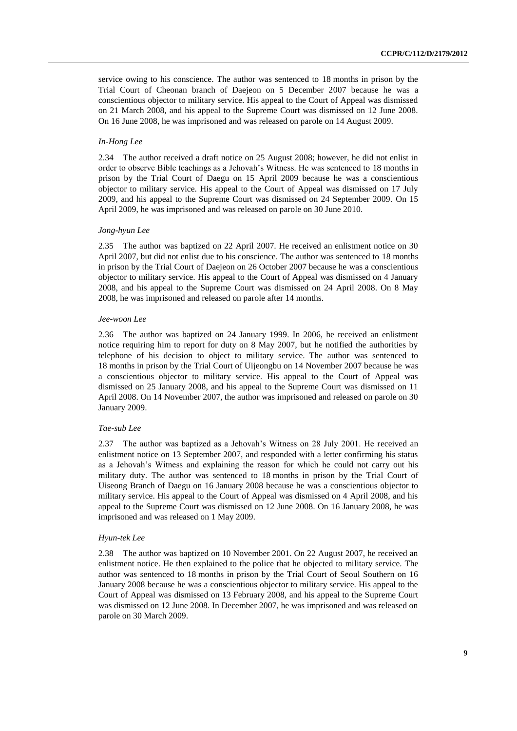service owing to his conscience. The author was sentenced to 18 months in prison by the Trial Court of Cheonan branch of Daejeon on 5 December 2007 because he was a conscientious objector to military service. His appeal to the Court of Appeal was dismissed on 21 March 2008, and his appeal to the Supreme Court was dismissed on 12 June 2008. On 16 June 2008, he was imprisoned and was released on parole on 14 August 2009.

*In-Hong Lee*

2.34 The author received a draft notice on 25 August 2008; however, he did not enlist in order to observe Bible teachings as a Jehovah's Witness. He was sentenced to 18 months in prison by the Trial Court of Daegu on 15 April 2009 because he was a conscientious objector to military service. His appeal to the Court of Appeal was dismissed on 17 July 2009, and his appeal to the Supreme Court was dismissed on 24 September 2009. On 15 April 2009, he was imprisoned and was released on parole on 30 June 2010.

*Jong-hyun Lee*

2.35 The author was baptized on 22 April 2007. He received an enlistment notice on 30 April 2007, but did not enlist due to his conscience. The author was sentenced to 18 months in prison by the Trial Court of Daejeon on 26 October 2007 because he was a conscientious objector to military service. His appeal to the Court of Appeal was dismissed on 4 January 2008, and his appeal to the Supreme Court was dismissed on 24 April 2008. On 8 May 2008, he was imprisoned and released on parole after 14 months.

*Jee-woon Lee*

2.36 The author was baptized on 24 January 1999. In 2006, he received an enlistment notice requiring him to report for duty on 8 May 2007, but he notified the authorities by telephone of his decision to object to military service. The author was sentenced to 18 months in prison by the Trial Court of Uijeongbu on 14 November 2007 because he was a conscientious objector to military service. His appeal to the Court of Appeal was dismissed on 25 January 2008, and his appeal to the Supreme Court was dismissed on 11 April 2008. On 14 November 2007, the author was imprisoned and released on parole on 30 January 2009.

*Tae-sub Lee*

2.37 The author was baptized as a Jehovah's Witness on 28 July 2001. He received an enlistment notice on 13 September 2007, and responded with a letter confirming his status as a Jehovah's Witness and explaining the reason for which he could not carry out his military duty. The author was sentenced to 18 months in prison by the Trial Court of Uiseong Branch of Daegu on 16 January 2008 because he was a conscientious objector to military service. His appeal to the Court of Appeal was dismissed on 4 April 2008, and his appeal to the Supreme Court was dismissed on 12 June 2008. On 16 January 2008, he was imprisoned and was released on 1 May 2009.

*Hyun-tek Lee*

2.38 The author was baptized on 10 November 2001. On 22 August 2007, he received an enlistment notice. He then explained to the police that he objected to military service. The author was sentenced to 18 months in prison by the Trial Court of Seoul Southern on 16 January 2008 because he was a conscientious objector to military service. His appeal to the Court of Appeal was dismissed on 13 February 2008, and his appeal to the Supreme Court was dismissed on 12 June 2008. In December 2007, he was imprisoned and was released on parole on 30 March 2009.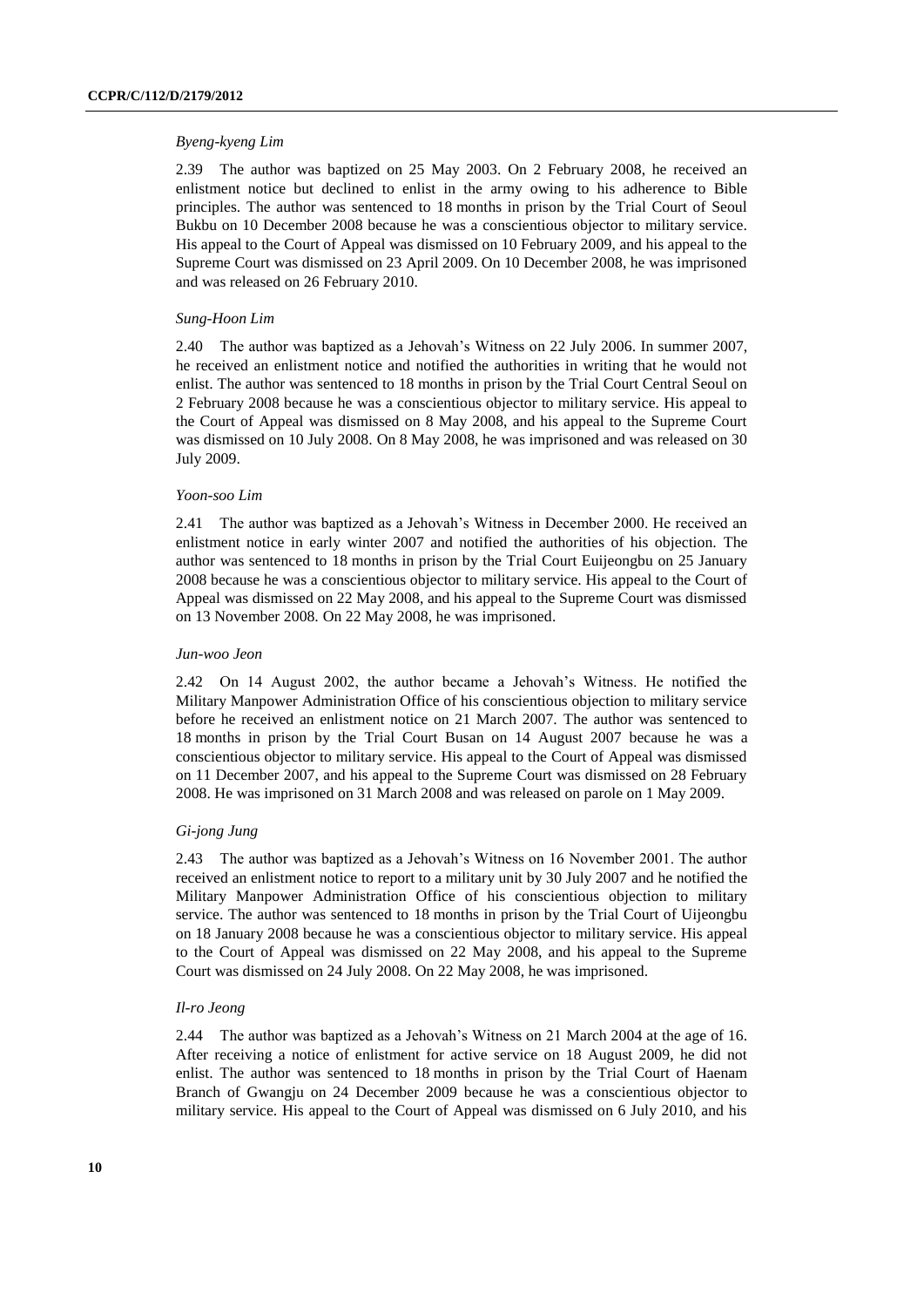*Byeng-kyeng Lim*

2.39 The author was baptized on 25 May 2003. On 2 February 2008, he received an enlistment notice but declined to enlist in the army owing to his adherence to Bible principles. The author was sentenced to 18 months in prison by the Trial Court of Seoul Bukbu on 10 December 2008 because he was a conscientious objector to military service. His appeal to the Court of Appeal was dismissed on 10 February 2009, and his appeal to the Supreme Court was dismissed on 23 April 2009. On 10 December 2008, he was imprisoned and was released on 26 February 2010.

*Sung-Hoon Lim*

2.40 The author was baptized as a Jehovah's Witness on 22 July 2006. In summer 2007, he received an enlistment notice and notified the authorities in writing that he would not enlist. The author was sentenced to 18 months in prison by the Trial Court Central Seoul on 2 February 2008 because he was a conscientious objector to military service. His appeal to the Court of Appeal was dismissed on 8 May 2008, and his appeal to the Supreme Court was dismissed on 10 July 2008. On 8 May 2008, he was imprisoned and was released on 30 July 2009.

*Yoon-soo Lim*

2.41 The author was baptized as a Jehovah's Witness in December 2000. He received an enlistment notice in early winter 2007 and notified the authorities of his objection. The author was sentenced to 18 months in prison by the Trial Court Euijeongbu on 25 January 2008 because he was a conscientious objector to military service. His appeal to the Court of Appeal was dismissed on 22 May 2008, and his appeal to the Supreme Court was dismissed on 13 November 2008. On 22 May 2008, he was imprisoned.

*Jun-woo Jeon*

2.42 On 14 August 2002, the author became a Jehovah's Witness. He notified the Military Manpower Administration Office of his conscientious objection to military service before he received an enlistment notice on 21 March 2007. The author was sentenced to 18 months in prison by the Trial Court Busan on 14 August 2007 because he was a conscientious objector to military service. His appeal to the Court of Appeal was dismissed on 11 December 2007, and his appeal to the Supreme Court was dismissed on 28 February 2008. He was imprisoned on 31 March 2008 and was released on parole on 1 May 2009.

*Gi-jong Jung*

2.43 The author was baptized as a Jehovah's Witness on 16 November 2001. The author received an enlistment notice to report to a military unit by 30 July 2007 and he notified the Military Manpower Administration Office of his conscientious objection to military service. The author was sentenced to 18 months in prison by the Trial Court of Uijeongbu on 18 January 2008 because he was a conscientious objector to military service. His appeal to the Court of Appeal was dismissed on 22 May 2008, and his appeal to the Supreme Court was dismissed on 24 July 2008. On 22 May 2008, he was imprisoned.

*Il-ro Jeong*

2.44 The author was baptized as a Jehovah's Witness on 21 March 2004 at the age of 16. After receiving a notice of enlistment for active service on 18 August 2009, he did not enlist. The author was sentenced to 18 months in prison by the Trial Court of Haenam Branch of Gwangju on 24 December 2009 because he was a conscientious objector to military service. His appeal to the Court of Appeal was dismissed on 6 July 2010, and his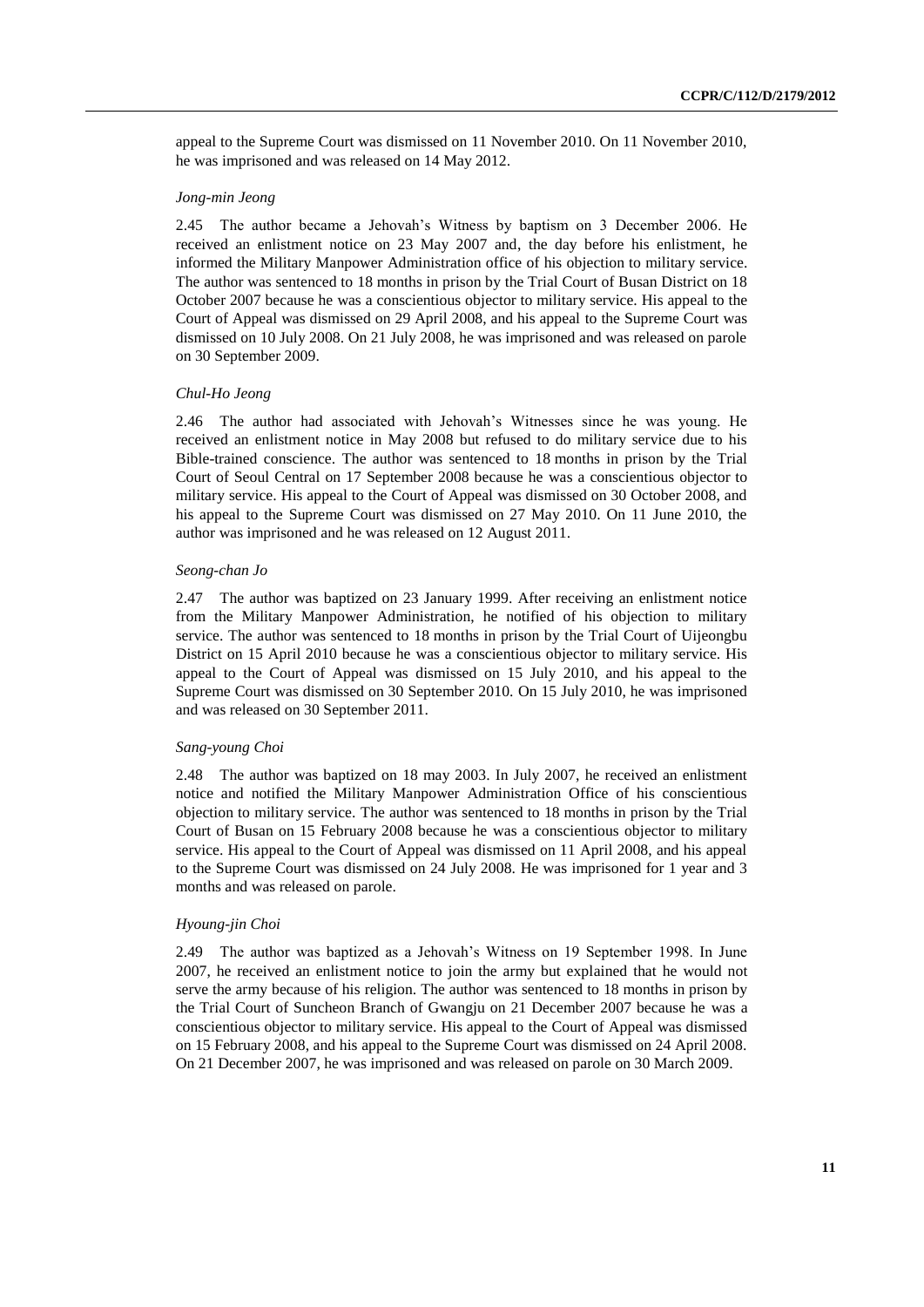appeal to the Supreme Court was dismissed on 11 November 2010. On 11 November 2010, he was imprisoned and was released on 14 May 2012.

*Jong-min Jeong*

2.45 The author became a Jehovah's Witness by baptism on 3 December 2006. He received an enlistment notice on 23 May 2007 and, the day before his enlistment, he informed the Military Manpower Administration office of his objection to military service. The author was sentenced to 18 months in prison by the Trial Court of Busan District on 18 October 2007 because he was a conscientious objector to military service. His appeal to the Court of Appeal was dismissed on 29 April 2008, and his appeal to the Supreme Court was dismissed on 10 July 2008. On 21 July 2008, he was imprisoned and was released on parole on 30 September 2009.

*Chul-Ho Jeong*

2.46 The author had associated with Jehovah's Witnesses since he was young. He received an enlistment notice in May 2008 but refused to do military service due to his Bible-trained conscience. The author was sentenced to 18 months in prison by the Trial Court of Seoul Central on 17 September 2008 because he was a conscientious objector to military service. His appeal to the Court of Appeal was dismissed on 30 October 2008, and his appeal to the Supreme Court was dismissed on 27 May 2010. On 11 June 2010, the author was imprisoned and he was released on 12 August 2011.

*Seong-chan Jo*

2.47 The author was baptized on 23 January 1999. After receiving an enlistment notice from the Military Manpower Administration, he notified of his objection to military service. The author was sentenced to 18 months in prison by the Trial Court of Uijeongbu District on 15 April 2010 because he was a conscientious objector to military service. His appeal to the Court of Appeal was dismissed on 15 July 2010, and his appeal to the Supreme Court was dismissed on 30 September 2010. On 15 July 2010, he was imprisoned and was released on 30 September 2011.

*Sang-young Choi*

2.48 The author was baptized on 18 may 2003. In July 2007, he received an enlistment notice and notified the Military Manpower Administration Office of his conscientious objection to military service. The author was sentenced to 18 months in prison by the Trial Court of Busan on 15 February 2008 because he was a conscientious objector to military service. His appeal to the Court of Appeal was dismissed on 11 April 2008, and his appeal to the Supreme Court was dismissed on 24 July 2008. He was imprisoned for 1 year and 3 months and was released on parole.

*Hyoung-jin Choi*

2.49 The author was baptized as a Jehovah's Witness on 19 September 1998. In June 2007, he received an enlistment notice to join the army but explained that he would not serve the army because of his religion. The author was sentenced to 18 months in prison by the Trial Court of Suncheon Branch of Gwangju on 21 December 2007 because he was a conscientious objector to military service. His appeal to the Court of Appeal was dismissed on 15 February 2008, and his appeal to the Supreme Court was dismissed on 24 April 2008. On 21 December 2007, he was imprisoned and was released on parole on 30 March 2009.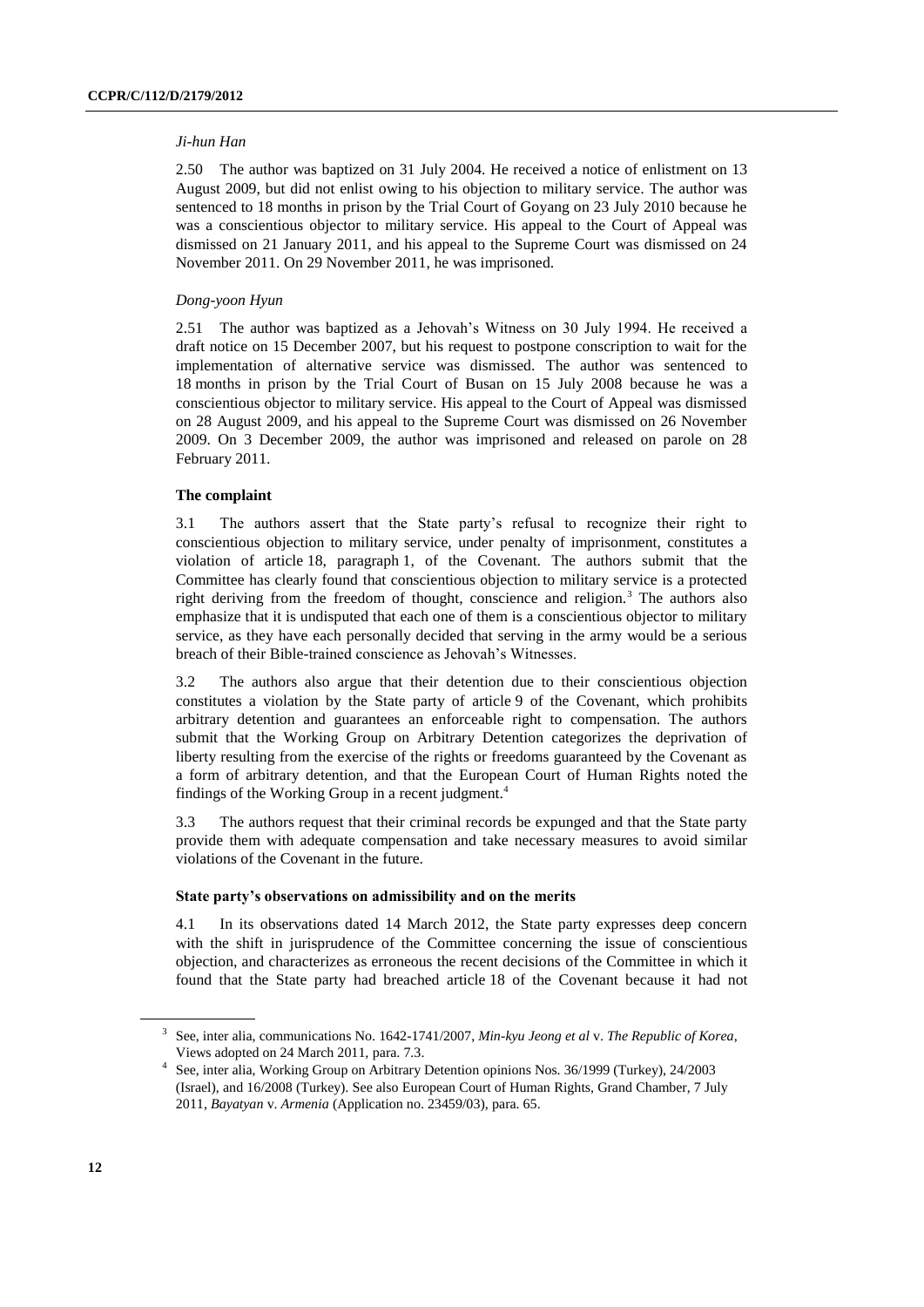*Ji-hun Han*

2.50 The author was baptized on 31 July 2004. He received a notice of enlistment on 13 August 2009, but did not enlist owing to his objection to military service. The author was sentenced to 18 months in prison by the Trial Court of Goyang on 23 July 2010 because he was a conscientious objector to military service. His appeal to the Court of Appeal was dismissed on 21 January 2011, and his appeal to the Supreme Court was dismissed on 24 November 2011. On 29 November 2011, he was imprisoned.

*Dong-yoon Hyun*

2.51 The author was baptized as a Jehovah's Witness on 30 July 1994. He received a draft notice on 15 December 2007, but his request to postpone conscription to wait for the implementation of alternative service was dismissed. The author was sentenced to 18 months in prison by the Trial Court of Busan on 15 July 2008 because he was a conscientious objector to military service. His appeal to the Court of Appeal was dismissed on 28 August 2009, and his appeal to the Supreme Court was dismissed on 26 November 2009. On 3 December 2009, the author was imprisoned and released on parole on 28 February 2011.

**The complaint**

3.1 The authors assert that the State party's refusal to recognize their right to conscientious objection to military service, under penalty of imprisonment, constitutes a violation of article 18, paragraph 1, of the Covenant. The authors submit that the Committee has clearly found that conscientious objection to military service is a protected right deriving from the freedom of thought, conscience and religion.[3] The authors also emphasize that it is undisputed that each one of them is a conscientious objector to military service, as they have each personally decided that serving in the army would be a serious breach of their Bible-trained conscience as Jehovah's Witnesses.

3.2 The authors also argue that their detention due to their conscientious objection constitutes a violation by the State party of article 9 of the Covenant, which prohibits arbitrary detention and guarantees an enforceable right to compensation. The authors submit that the Working Group on Arbitrary Detention categorizes the deprivation of liberty resulting from the exercise of the rights or freedoms guaranteed by the Covenant as a form of arbitrary detention, and that the European Court of Human Rights noted the findings of the Working Group in a recent judgment.[4]

3.3 The authors request that their criminal records be expunged and that the State party provide them with adequate compensation and take necessary measures to avoid similar violations of the Covenant in the future.

**State party's observations on admissibility and on the merits**

4.1 In its observations dated 14 March 2012, the State party expresses deep concern with the shift in jurisprudence of the Committee concerning the issue of conscientious objection, and characterizes as erroneous the recent decisions of the Committee in which it found that the State party had breached article 18 of the Covenant because it had not

---

[3] See, inter alia, communications No. 1642-1741/2007, *Min-kyu Jeong et al* v. *The Republic of Korea*, Views adopted on 24 March 2011, para. 7.3.

[4] See, inter alia, Working Group on Arbitrary Detention opinions Nos. 36/1999 (Turkey), 24/2003 (Israel), and 16/2008 (Turkey). See also European Court of Human Rights, Grand Chamber, 7 July 2011, *Bayatyan* v. *Armenia* (Application no. 23459/03), para. 65.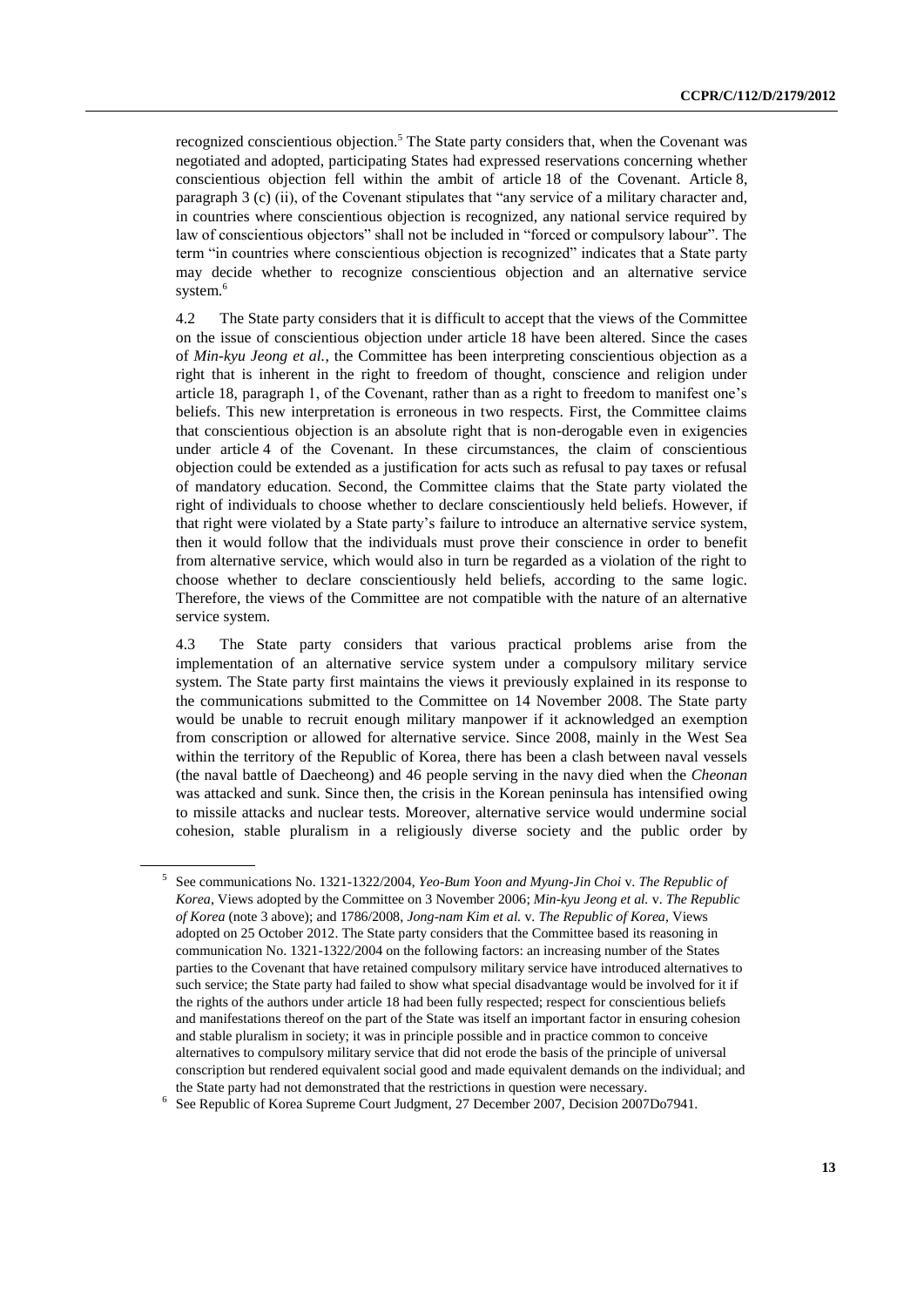recognized conscientious objection.[5] The State party considers that, when the Covenant was negotiated and adopted, participating States had expressed reservations concerning whether conscientious objection fell within the ambit of article 18 of the Covenant. Article 8, paragraph 3 (c) (ii), of the Covenant stipulates that "any service of a military character and, in countries where conscientious objection is recognized, any national service required by law of conscientious objectors" shall not be included in "forced or compulsory labour". The term "in countries where conscientious objection is recognized" indicates that a State party may decide whether to recognize conscientious objection and an alternative service system.[6]

4.2 The State party considers that it is difficult to accept that the views of the Committee on the issue of conscientious objection under article 18 have been altered. Since the cases of *Min-kyu Jeong et al.*, the Committee has been interpreting conscientious objection as a right that is inherent in the right to freedom of thought, conscience and religion under article 18, paragraph 1, of the Covenant, rather than as a right to freedom to manifest one's beliefs. This new interpretation is erroneous in two respects. First, the Committee claims that conscientious objection is an absolute right that is non-derogable even in exigencies under article 4 of the Covenant. In these circumstances, the claim of conscientious objection could be extended as a justification for acts such as refusal to pay taxes or refusal of mandatory education. Second, the Committee claims that the State party violated the right of individuals to choose whether to declare conscientiously held beliefs. However, if that right were violated by a State party's failure to introduce an alternative service system, then it would follow that the individuals must prove their conscience in order to benefit from alternative service, which would also in turn be regarded as a violation of the right to choose whether to declare conscientiously held beliefs, according to the same logic. Therefore, the views of the Committee are not compatible with the nature of an alternative service system.

4.3 The State party considers that various practical problems arise from the implementation of an alternative service system under a compulsory military service system. The State party first maintains the views it previously explained in its response to the communications submitted to the Committee on 14 November 2008. The State party would be unable to recruit enough military manpower if it acknowledged an exemption from conscription or allowed for alternative service. Since 2008, mainly in the West Sea within the territory of the Republic of Korea, there has been a clash between naval vessels (the naval battle of Daecheong) and 46 people serving in the navy died when the *Cheonan* was attacked and sunk. Since then, the crisis in the Korean peninsula has intensified owing to missile attacks and nuclear tests. Moreover, alternative service would undermine social cohesion, stable pluralism in a religiously diverse society and the public order by

---

[5] See communications No. 1321-1322/2004, *Yeo-Bum Yoon and Myung-Jin Choi* v. *The Republic of Korea*, Views adopted by the Committee on 3 November 2006; *Min-kyu Jeong et al.* v. *The Republic of Korea* (note 3 above); and 1786/2008, *Jong-nam Kim et al.* v. *The Republic of Korea*, Views adopted on 25 October 2012. The State party considers that the Committee based its reasoning in communication No. 1321-1322/2004 on the following factors: an increasing number of the States parties to the Covenant that have retained compulsory military service have introduced alternatives to such service; the State party had failed to show what special disadvantage would be involved for it if the rights of the authors under article 18 had been fully respected; respect for conscientious beliefs and manifestations thereof on the part of the State was itself an important factor in ensuring cohesion and stable pluralism in society; it was in principle possible and in practice common to conceive alternatives to compulsory military service that did not erode the basis of the principle of universal conscription but rendered equivalent social good and made equivalent demands on the individual; and the State party had not demonstrated that the restrictions in question were necessary.

[6] See Republic of Korea Supreme Court Judgment, 27 December 2007, Decision 2007Do7941.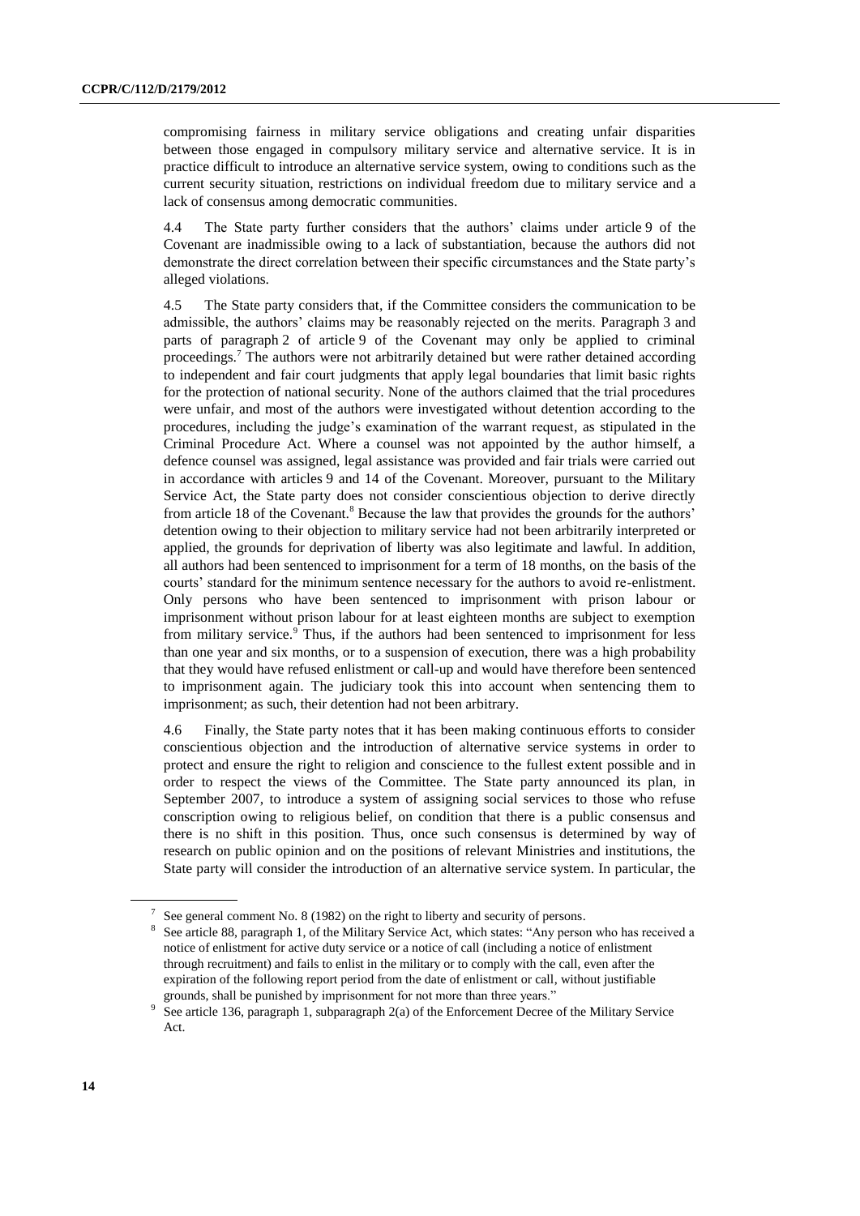compromising fairness in military service obligations and creating unfair disparities between those engaged in compulsory military service and alternative service. It is in practice difficult to introduce an alternative service system, owing to conditions such as the current security situation, restrictions on individual freedom due to military service and a lack of consensus among democratic communities.

4.4 The State party further considers that the authors' claims under article 9 of the Covenant are inadmissible owing to a lack of substantiation, because the authors did not demonstrate the direct correlation between their specific circumstances and the State party's alleged violations.

4.5 The State party considers that, if the Committee considers the communication to be admissible, the authors' claims may be reasonably rejected on the merits. Paragraph 3 and parts of paragraph 2 of article 9 of the Covenant may only be applied to criminal proceedings.[7] The authors were not arbitrarily detained but were rather detained according to independent and fair court judgments that apply legal boundaries that limit basic rights for the protection of national security. None of the authors claimed that the trial procedures were unfair, and most of the authors were investigated without detention according to the procedures, including the judge's examination of the warrant request, as stipulated in the Criminal Procedure Act. Where a counsel was not appointed by the author himself, a defence counsel was assigned, legal assistance was provided and fair trials were carried out in accordance with articles 9 and 14 of the Covenant. Moreover, pursuant to the Military Service Act, the State party does not consider conscientious objection to derive directly from article 18 of the Covenant.[8] Because the law that provides the grounds for the authors' detention owing to their objection to military service had not been arbitrarily interpreted or applied, the grounds for deprivation of liberty was also legitimate and lawful. In addition, all authors had been sentenced to imprisonment for a term of 18 months, on the basis of the courts' standard for the minimum sentence necessary for the authors to avoid re-enlistment. Only persons who have been sentenced to imprisonment with prison labour or imprisonment without prison labour for at least eighteen months are subject to exemption from military service.[9] Thus, if the authors had been sentenced to imprisonment for less than one year and six months, or to a suspension of execution, there was a high probability that they would have refused enlistment or call-up and would have therefore been sentenced to imprisonment again. The judiciary took this into account when sentencing them to imprisonment; as such, their detention had not been arbitrary.

4.6 Finally, the State party notes that it has been making continuous efforts to consider conscientious objection and the introduction of alternative service systems in order to protect and ensure the right to religion and conscience to the fullest extent possible and in order to respect the views of the Committee. The State party announced its plan, in September 2007, to introduce a system of assigning social services to those who refuse conscription owing to religious belief, on condition that there is a public consensus and there is no shift in this position. Thus, once such consensus is determined by way of research on public opinion and on the positions of relevant Ministries and institutions, the State party will consider the introduction of an alternative service system. In particular, the

---

[7] See general comment No. 8 (1982) on the right to liberty and security of persons.

[8] See article 88, paragraph 1, of the Military Service Act, which states: "Any person who has received a notice of enlistment for active duty service or a notice of call (including a notice of enlistment through recruitment) and fails to enlist in the military or to comply with the call, even after the expiration of the following report period from the date of enlistment or call, without justifiable grounds, shall be punished by imprisonment for not more than three years."

[9] See article 136, paragraph 1, subparagraph 2(a) of the Enforcement Decree of the Military Service Act.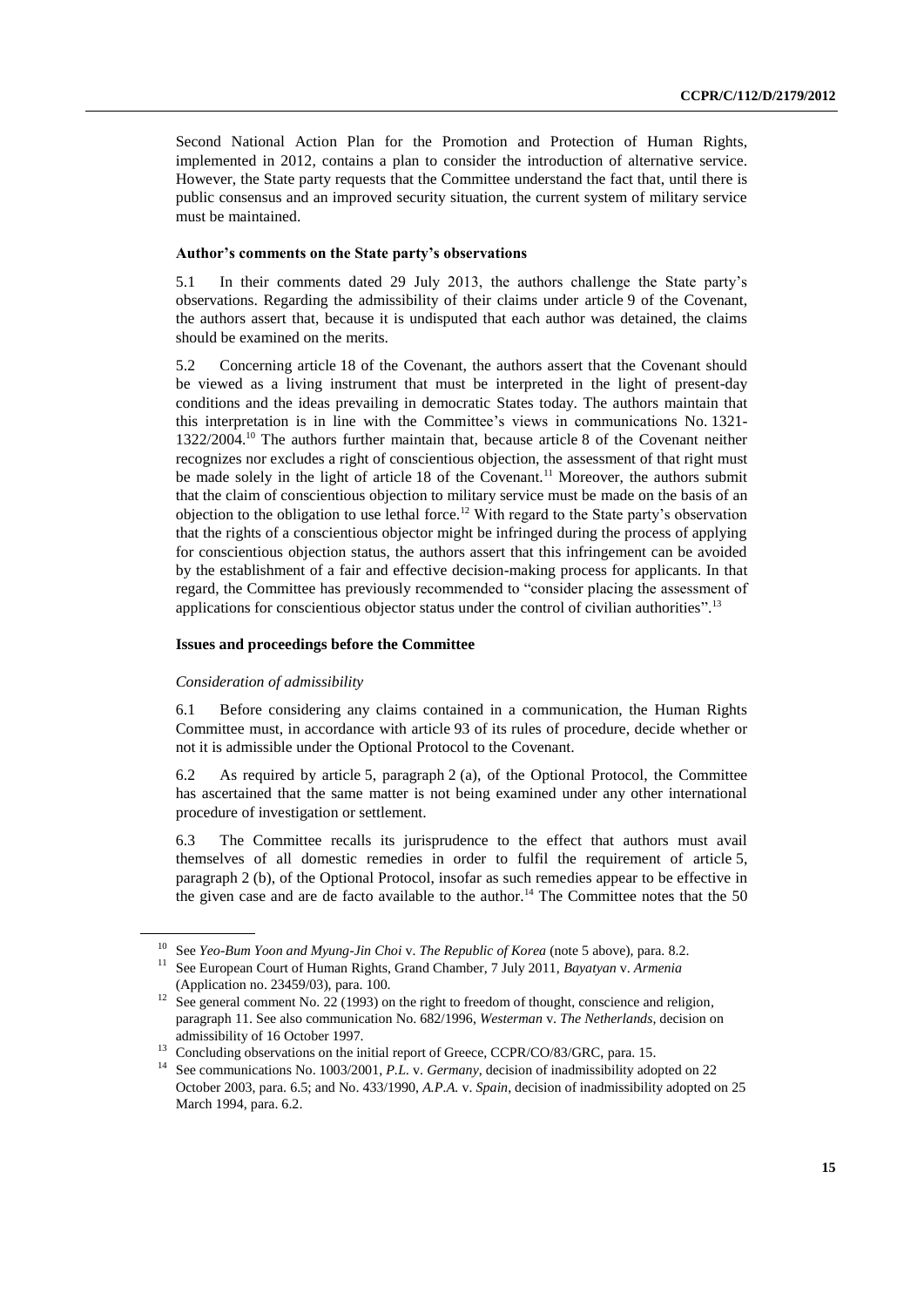Second National Action Plan for the Promotion and Protection of Human Rights, implemented in 2012, contains a plan to consider the introduction of alternative service. However, the State party requests that the Committee understand the fact that, until there is public consensus and an improved security situation, the current system of military service must be maintained.

#### Author's comments on the State party's observations

5.1 In their comments dated 29 July 2013, the authors challenge the State party's observations. Regarding the admissibility of their claims under article 9 of the Covenant, the authors assert that, because it is undisputed that each author was detained, the claims should be examined on the merits.

5.2 Concerning article 18 of the Covenant, the authors assert that the Covenant should be viewed as a living instrument that must be interpreted in the light of present-day conditions and the ideas prevailing in democratic States today. The authors maintain that this interpretation is in line with the Committee's views in communications No. 1321-1322/2004.[10] The authors further maintain that, because article 8 of the Covenant neither recognizes nor excludes a right of conscientious objection, the assessment of that right must be made solely in the light of article 18 of the Covenant.[11] Moreover, the authors submit that the claim of conscientious objection to military service must be made on the basis of an objection to the obligation to use lethal force.[12] With regard to the State party's observation that the rights of a conscientious objector might be infringed during the process of applying for conscientious objection status, the authors assert that this infringement can be avoided by the establishment of a fair and effective decision-making process for applicants. In that regard, the Committee has previously recommended to "consider placing the assessment of applications for conscientious objector status under the control of civilian authorities".[13]

#### Issues and proceedings before the Committee

*Consideration of admissibility*

6.1 Before considering any claims contained in a communication, the Human Rights Committee must, in accordance with article 93 of its rules of procedure, decide whether or not it is admissible under the Optional Protocol to the Covenant.

6.2 As required by article 5, paragraph 2 (a), of the Optional Protocol, the Committee has ascertained that the same matter is not being examined under any other international procedure of investigation or settlement.

6.3 The Committee recalls its jurisprudence to the effect that authors must avail themselves of all domestic remedies in order to fulfil the requirement of article 5, paragraph 2 (b), of the Optional Protocol, insofar as such remedies appear to be effective in the given case and are de facto available to the author.[14] The Committee notes that the 50

---

[10] See *Yeo-Bum Yoon and Myung-Jin Choi* v. *The Republic of Korea* (note 5 above), para. 8.2.

[11] See European Court of Human Rights, Grand Chamber, 7 July 2011, *Bayatyan* v. *Armenia* (Application no. 23459/03), para. 100.

[12] See general comment No. 22 (1993) on the right to freedom of thought, conscience and religion, paragraph 11. See also communication No. 682/1996, *Westerman* v. *The Netherlands*, decision on admissibility of 16 October 1997.

[13] Concluding observations on the initial report of Greece, CCPR/CO/83/GRC, para. 15.

[14] See communications No. 1003/2001, *P.L.* v. *Germany*, decision of inadmissibility adopted on 22 October 2003, para. 6.5; and No. 433/1990, *A.P.A.* v. *Spain*, decision of inadmissibility adopted on 25 March 1994, para. 6.2.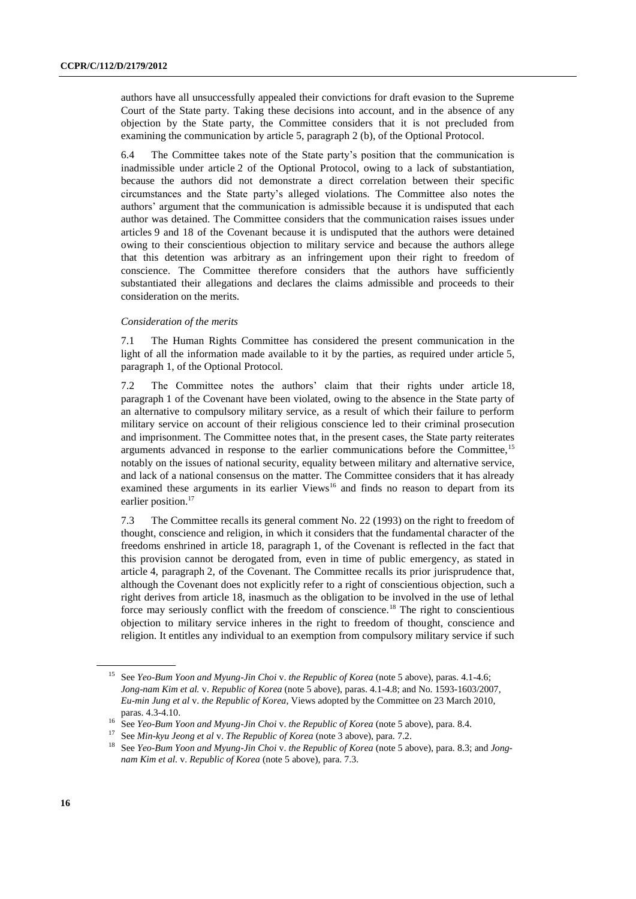authors have all unsuccessfully appealed their convictions for draft evasion to the Supreme Court of the State party. Taking these decisions into account, and in the absence of any objection by the State party, the Committee considers that it is not precluded from examining the communication by article 5, paragraph 2 (b), of the Optional Protocol.

6.4 The Committee takes note of the State party's position that the communication is inadmissible under article 2 of the Optional Protocol, owing to a lack of substantiation, because the authors did not demonstrate a direct correlation between their specific circumstances and the State party's alleged violations. The Committee also notes the authors' argument that the communication is admissible because it is undisputed that each author was detained. The Committee considers that the communication raises issues under articles 9 and 18 of the Covenant because it is undisputed that the authors were detained owing to their conscientious objection to military service and because the authors allege that this detention was arbitrary as an infringement upon their right to freedom of conscience. The Committee therefore considers that the authors have sufficiently substantiated their allegations and declares the claims admissible and proceeds to their consideration on the merits.

*Consideration of the merits*

7.1 The Human Rights Committee has considered the present communication in the light of all the information made available to it by the parties, as required under article 5, paragraph 1, of the Optional Protocol.

7.2 The Committee notes the authors' claim that their rights under article 18, paragraph 1 of the Covenant have been violated, owing to the absence in the State party of an alternative to compulsory military service, as a result of which their failure to perform military service on account of their religious conscience led to their criminal prosecution and imprisonment. The Committee notes that, in the present cases, the State party reiterates arguments advanced in response to the earlier communications before the Committee,[15] notably on the issues of national security, equality between military and alternative service, and lack of a national consensus on the matter. The Committee considers that it has already examined these arguments in its earlier Views[16] and finds no reason to depart from its earlier position.[17]

7.3 The Committee recalls its general comment No. 22 (1993) on the right to freedom of thought, conscience and religion, in which it considers that the fundamental character of the freedoms enshrined in article 18, paragraph 1, of the Covenant is reflected in the fact that this provision cannot be derogated from, even in time of public emergency, as stated in article 4, paragraph 2, of the Covenant. The Committee recalls its prior jurisprudence that, although the Covenant does not explicitly refer to a right of conscientious objection, such a right derives from article 18, inasmuch as the obligation to be involved in the use of lethal force may seriously conflict with the freedom of conscience.[18] The right to conscientious objection to military service inheres in the right to freedom of thought, conscience and religion. It entitles any individual to an exemption from compulsory military service if such

---

[15] See *Yeo-Bum Yoon and Myung-Jin Choi* v. *the Republic of Korea* (note 5 above), paras. 4.1-4.6; *Jong-nam Kim et al.* v. *Republic of Korea* (note 5 above), paras. 4.1-4.8; and No. 1593-1603/2007, *Eu-min Jung et al* v. *the Republic of Korea*, Views adopted by the Committee on 23 March 2010, paras. 4.3-4.10.

[16] See *Yeo-Bum Yoon and Myung-Jin Choi* v. *the Republic of Korea* (note 5 above), para. 8.4.

[17] See *Min-kyu Jeong et al* v. *The Republic of Korea* (note 3 above), para. 7.2.

[18] See *Yeo-Bum Yoon and Myung-Jin Choi* v. *the Republic of Korea* (note 5 above), para. 8.3; and *Jong-nam Kim et al.* v. *Republic of Korea* (note 5 above), para. 7.3.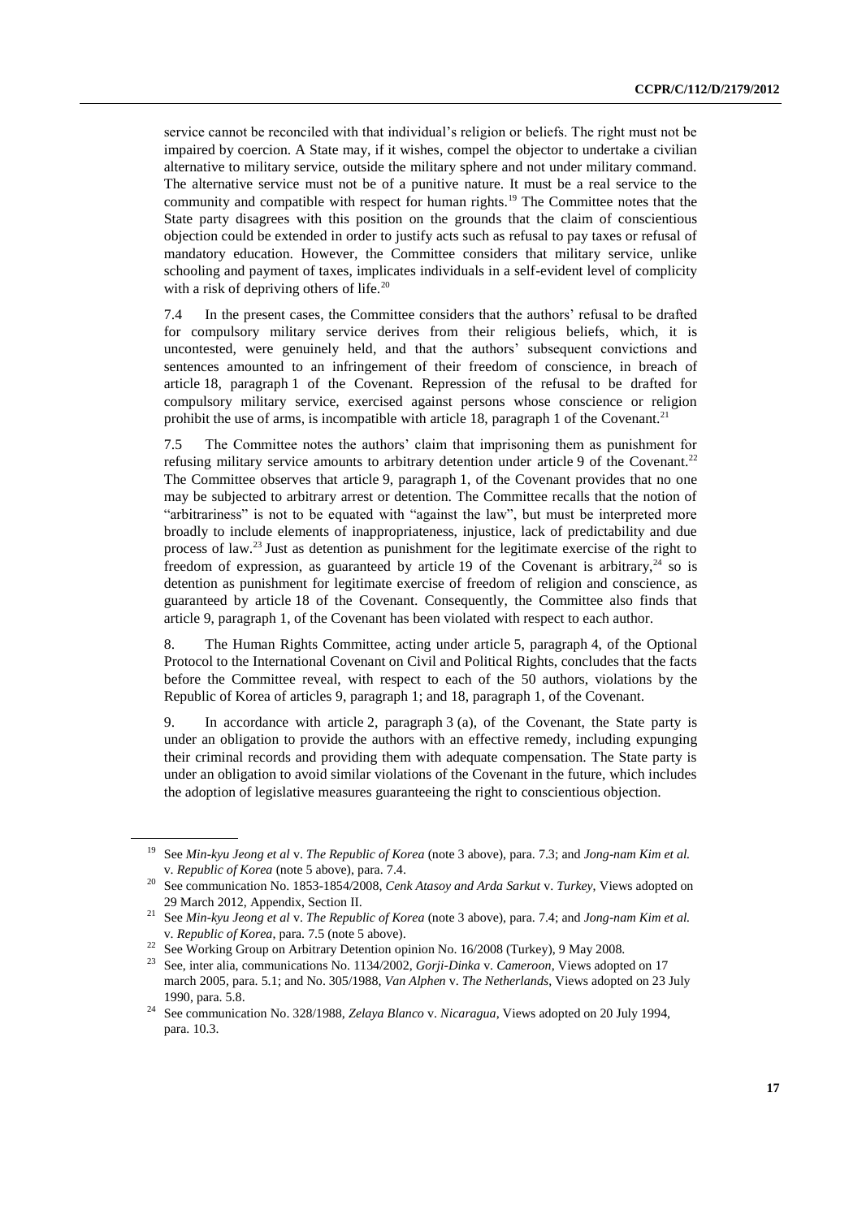service cannot be reconciled with that individual's religion or beliefs. The right must not be impaired by coercion. A State may, if it wishes, compel the objector to undertake a civilian alternative to military service, outside the military sphere and not under military command. The alternative service must not be of a punitive nature. It must be a real service to the community and compatible with respect for human rights.[19] The Committee notes that the State party disagrees with this position on the grounds that the claim of conscientious objection could be extended in order to justify acts such as refusal to pay taxes or refusal of mandatory education. However, the Committee considers that military service, unlike schooling and payment of taxes, implicates individuals in a self-evident level of complicity with a risk of depriving others of life.[20]

7.4 In the present cases, the Committee considers that the authors' refusal to be drafted for compulsory military service derives from their religious beliefs, which, it is uncontested, were genuinely held, and that the authors' subsequent convictions and sentences amounted to an infringement of their freedom of conscience, in breach of article 18, paragraph 1 of the Covenant. Repression of the refusal to be drafted for compulsory military service, exercised against persons whose conscience or religion prohibit the use of arms, is incompatible with article 18, paragraph 1 of the Covenant.[21]

7.5 The Committee notes the authors' claim that imprisoning them as punishment for refusing military service amounts to arbitrary detention under article 9 of the Covenant.[22] The Committee observes that article 9, paragraph 1, of the Covenant provides that no one may be subjected to arbitrary arrest or detention. The Committee recalls that the notion of "arbitrariness" is not to be equated with "against the law", but must be interpreted more broadly to include elements of inappropriateness, injustice, lack of predictability and due process of law.[23] Just as detention as punishment for the legitimate exercise of the right to freedom of expression, as guaranteed by article 19 of the Covenant is arbitrary,[24] so is detention as punishment for legitimate exercise of freedom of religion and conscience, as guaranteed by article 18 of the Covenant. Consequently, the Committee also finds that article 9, paragraph 1, of the Covenant has been violated with respect to each author.

8. The Human Rights Committee, acting under article 5, paragraph 4, of the Optional Protocol to the International Covenant on Civil and Political Rights, concludes that the facts before the Committee reveal, with respect to each of the 50 authors, violations by the Republic of Korea of articles 9, paragraph 1; and 18, paragraph 1, of the Covenant.

9. In accordance with article 2, paragraph 3 (a), of the Covenant, the State party is under an obligation to provide the authors with an effective remedy, including expunging their criminal records and providing them with adequate compensation. The State party is under an obligation to avoid similar violations of the Covenant in the future, which includes the adoption of legislative measures guaranteeing the right to conscientious objection.

---

[19] See *Min-kyu Jeong et al* v. *The Republic of Korea* (note 3 above), para. 7.3; and *Jong-nam Kim et al.* v. *Republic of Korea* (note 5 above), para. 7.4.

[20] See communication No. 1853-1854/2008, *Cenk Atasoy and Arda Sarkut* v. *Turkey*, Views adopted on 29 March 2012, Appendix, Section II.

[21] See *Min-kyu Jeong et al* v. *The Republic of Korea* (note 3 above), para. 7.4; and *Jong-nam Kim et al.* v. *Republic of Korea*, para. 7.5 (note 5 above).

[22] See Working Group on Arbitrary Detention opinion No. 16/2008 (Turkey), 9 May 2008.

[23] See, inter alia, communications No. 1134/2002, *Gorji-Dinka* v. *Cameroon*, Views adopted on 17 march 2005, para. 5.1; and No. 305/1988, *Van Alphen* v. *The Netherlands*, Views adopted on 23 July 1990, para. 5.8.

[24] See communication No. 328/1988, *Zelaya Blanco* v. *Nicaragua*, Views adopted on 20 July 1994, para. 10.3.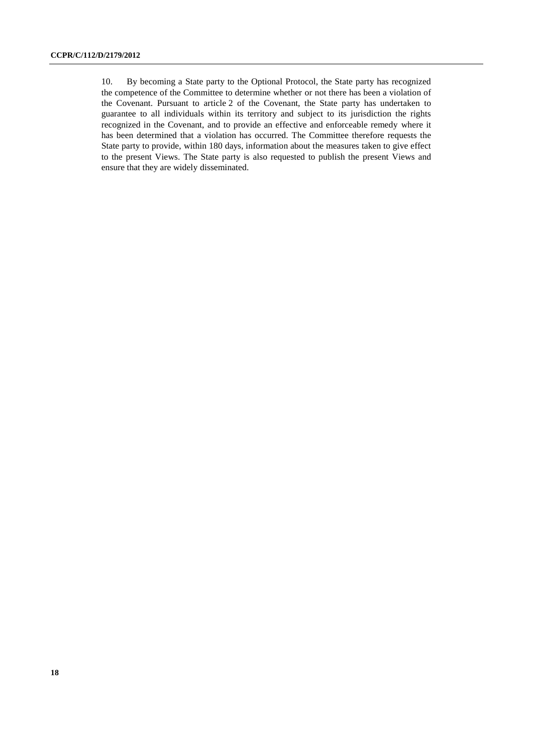10. By becoming a State party to the Optional Protocol, the State party has recognized the competence of the Committee to determine whether or not there has been a violation of the Covenant. Pursuant to article 2 of the Covenant, the State party has undertaken to guarantee to all individuals within its territory and subject to its jurisdiction the rights recognized in the Covenant, and to provide an effective and enforceable remedy where it has been determined that a violation has occurred. The Committee therefore requests the State party to provide, within 180 days, information about the measures taken to give effect to the present Views. The State party is also requested to publish the present Views and ensure that they are widely disseminated.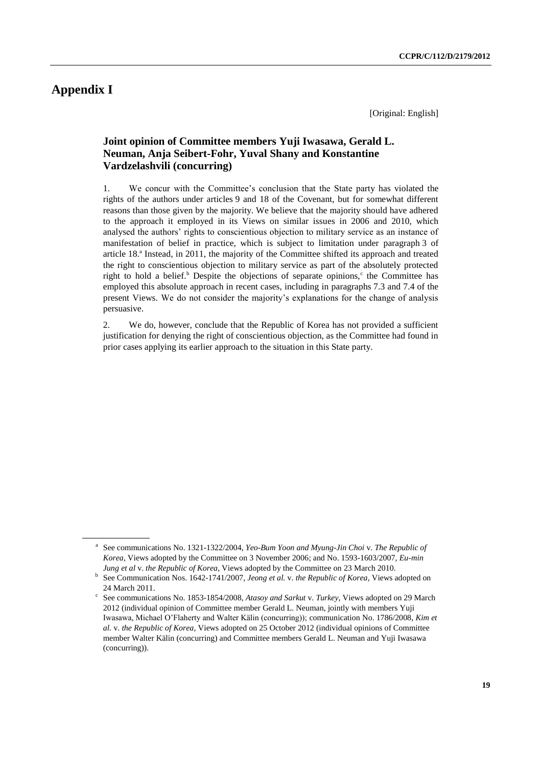# Appendix I

[Original: English]

### Joint opinion of Committee members Yuji Iwasawa, Gerald L. Neuman, Anja Seibert-Fohr, Yuval Shany and Konstantine Vardzelashvili (concurring)

1. We concur with the Committee's conclusion that the State party has violated the rights of the authors under articles 9 and 18 of the Covenant, but for somewhat different reasons than those given by the majority. We believe that the majority should have adhered to the approach it employed in its Views on similar issues in 2006 and 2010, which analysed the authors' rights to conscientious objection to military service as an instance of manifestation of belief in practice, which is subject to limitation under paragraph 3 of article 18.[a] Instead, in 2011, the majority of the Committee shifted its approach and treated the right to conscientious objection to military service as part of the absolutely protected right to hold a belief.[b] Despite the objections of separate opinions,[c] the Committee has employed this absolute approach in recent cases, including in paragraphs 7.3 and 7.4 of the present Views. We do not consider the majority's explanations for the change of analysis persuasive.

2. We do, however, conclude that the Republic of Korea has not provided a sufficient justification for denying the right of conscientious objection, as the Committee had found in prior cases applying its earlier approach to the situation in this State party.

---

[a] See communications No. 1321-1322/2004, *Yeo-Bum Yoon and Myung-Jin Choi* v. *The Republic of Korea*, Views adopted by the Committee on 3 November 2006; and No. 1593-1603/2007, *Eu-min Jung et al* v. *the Republic of Korea*, Views adopted by the Committee on 23 March 2010.

[b] See Communication Nos. 1642-1741/2007, *Jeong et al.* v. *the Republic of Korea*, Views adopted on 24 March 2011.

[c] See communications No. 1853-1854/2008, *Atasoy and Sarkut* v. *Turkey*, Views adopted on 29 March 2012 (individual opinion of Committee member Gerald L. Neuman, jointly with members Yuji Iwasawa, Michael O'Flaherty and Walter Kälin (concurring)); communication No. 1786/2008, *Kim et al.* v. *the Republic of Korea*, Views adopted on 25 October 2012 (individual opinions of Committee member Walter Kälin (concurring) and Committee members Gerald L. Neuman and Yuji Iwasawa (concurring)).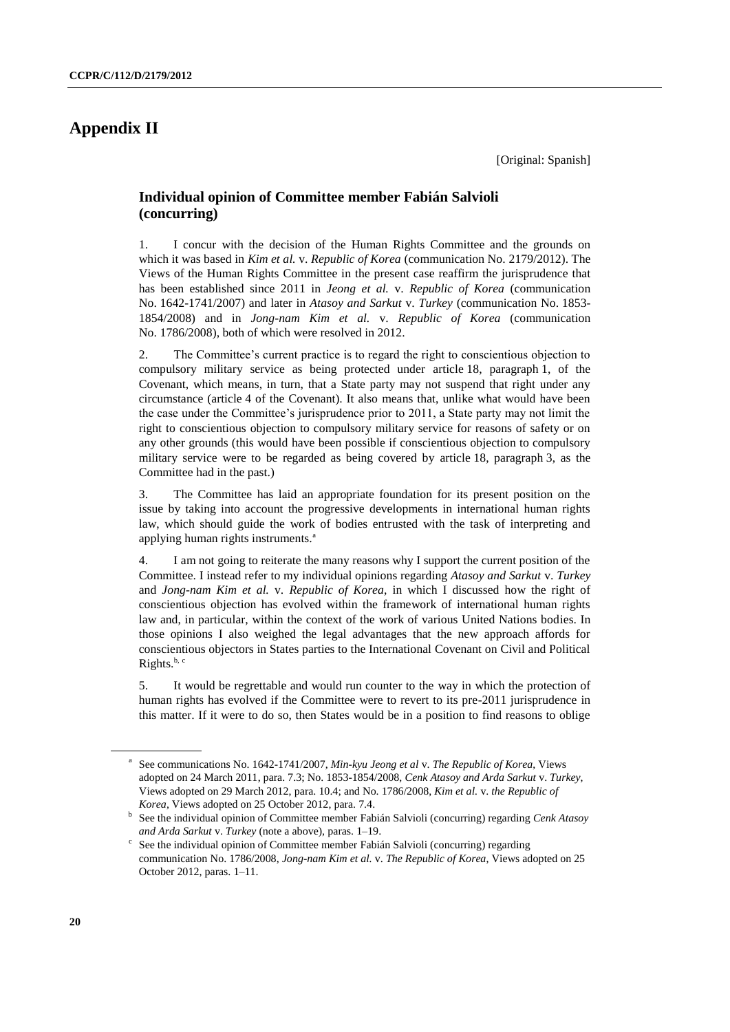# Appendix II

[Original: Spanish]

## Individual opinion of Committee member Fabián Salvioli (concurring)

1. I concur with the decision of the Human Rights Committee and the grounds on which it was based in *Kim et al.* v. *Republic of Korea* (communication No. 2179/2012). The Views of the Human Rights Committee in the present case reaffirm the jurisprudence that has been established since 2011 in *Jeong et al.* v. *Republic of Korea* (communication No. 1642-1741/2007) and later in *Atasoy and Sarkut* v. *Turkey* (communication No. 1853-1854/2008) and in *Jong-nam Kim et al.* v. *Republic of Korea* (communication No. 1786/2008), both of which were resolved in 2012.

2. The Committee's current practice is to regard the right to conscientious objection to compulsory military service as being protected under article 18, paragraph 1, of the Covenant, which means, in turn, that a State party may not suspend that right under any circumstance (article 4 of the Covenant). It also means that, unlike what would have been the case under the Committee's jurisprudence prior to 2011, a State party may not limit the right to conscientious objection to compulsory military service for reasons of safety or on any other grounds (this would have been possible if conscientious objection to compulsory military service were to be regarded as being covered by article 18, paragraph 3, as the Committee had in the past.)

3. The Committee has laid an appropriate foundation for its present position on the issue by taking into account the progressive developments in international human rights law, which should guide the work of bodies entrusted with the task of interpreting and applying human rights instruments.[a]

4. I am not going to reiterate the many reasons why I support the current position of the Committee. I instead refer to my individual opinions regarding *Atasoy and Sarkut* v. *Turkey* and *Jong-nam Kim et al.* v. *Republic of Korea*, in which I discussed how the right of conscientious objection has evolved within the framework of international human rights law and, in particular, within the context of the work of various United Nations bodies. In those opinions I also weighed the legal advantages that the new approach affords for conscientious objectors in States parties to the International Covenant on Civil and Political Rights.[b, c]

5. It would be regrettable and would run counter to the way in which the protection of human rights has evolved if the Committee were to revert to its pre-2011 jurisprudence in this matter. If it were to do so, then States would be in a position to find reasons to oblige

---

[a] See communications No. 1642-1741/2007, *Min-kyu Jeong et al* v. *The Republic of Korea*, Views adopted on 24 March 2011, para. 7.3; No. 1853-1854/2008, *Cenk Atasoy and Arda Sarkut* v. *Turkey*, Views adopted on 29 March 2012, para. 10.4; and No. 1786/2008, *Kim et al.* v. *the Republic of Korea*, Views adopted on 25 October 2012, para. 7.4.

[b] See the individual opinion of Committee member Fabián Salvioli (concurring) regarding *Cenk Atasoy and Arda Sarkut* v. *Turkey* (note a above), paras. 1–19.

[c] See the individual opinion of Committee member Fabián Salvioli (concurring) regarding communication No. 1786/2008, *Jong-nam Kim et al.* v. *The Republic of Korea*, Views adopted on 25 October 2012, paras. 1–11.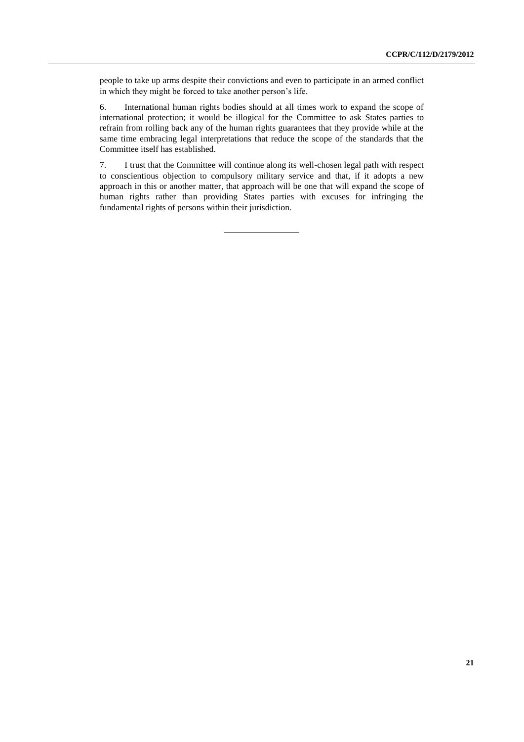people to take up arms despite their convictions and even to participate in an armed conflict in which they might be forced to take another person's life.

6. International human rights bodies should at all times work to expand the scope of international protection; it would be illogical for the Committee to ask States parties to refrain from rolling back any of the human rights guarantees that they provide while at the same time embracing legal interpretations that reduce the scope of the standards that the Committee itself has established.

7. I trust that the Committee will continue along its well-chosen legal path with respect to conscientious objection to compulsory military service and that, if it adopts a new approach in this or another matter, that approach will be one that will expand the scope of human rights rather than providing States parties with excuses for infringing the fundamental rights of persons within their jurisdiction.